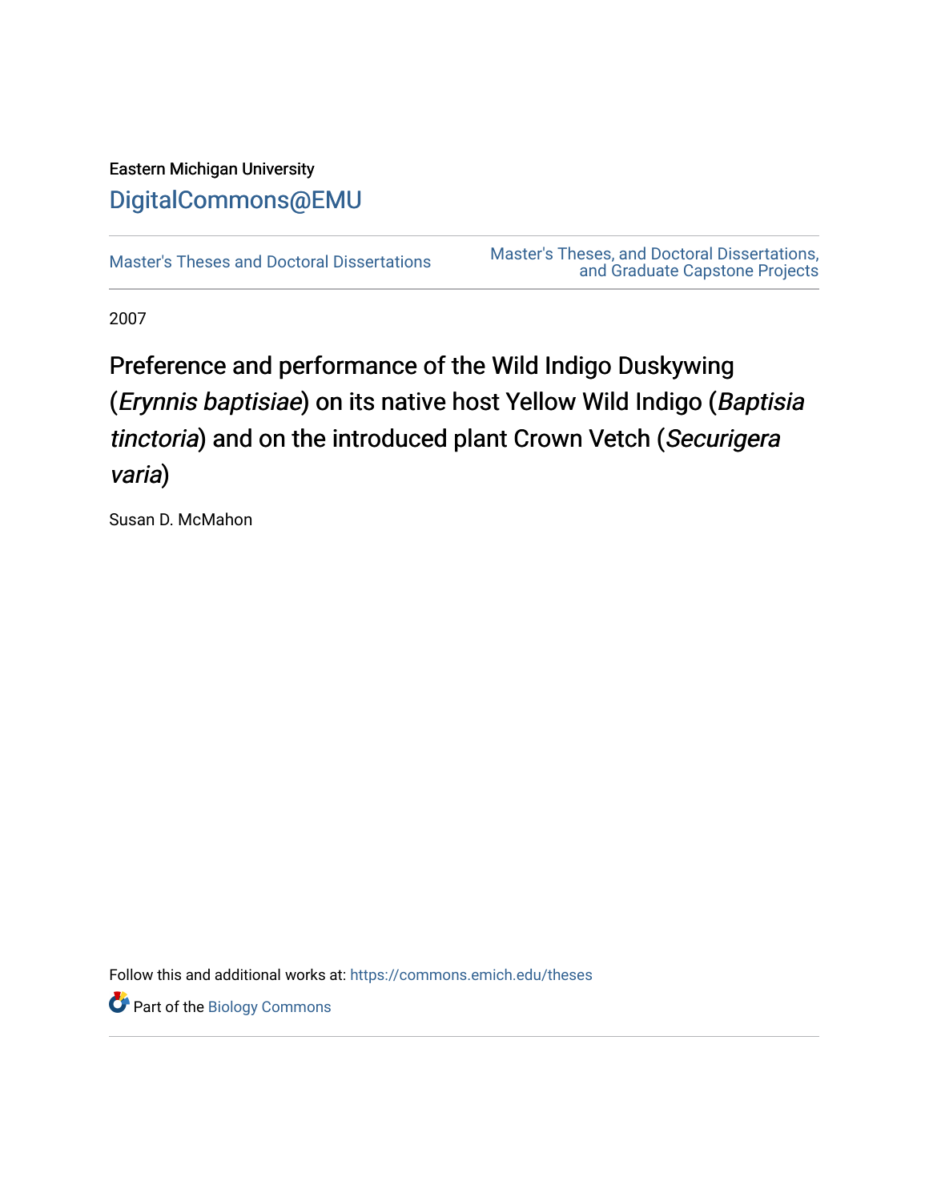Eastern Michigan University

DigitalCommons@EMU

Master's Theses and Doctoral Dissertations

Master's Theses, and Doctoral Dissertations, and Graduate Capstone Projects

2007

# Preference and performance of the Wild Indigo Duskywing (*Erynnis baptisiae*) on its native host Yellow Wild Indigo (*Baptisia tinctoria*) and on the introduced plant Crown Vetch (*Securigera varia*)

Susan D. McMahon

Follow this and additional works at: https://commons.emich.edu/theses

Part of the Biology Commons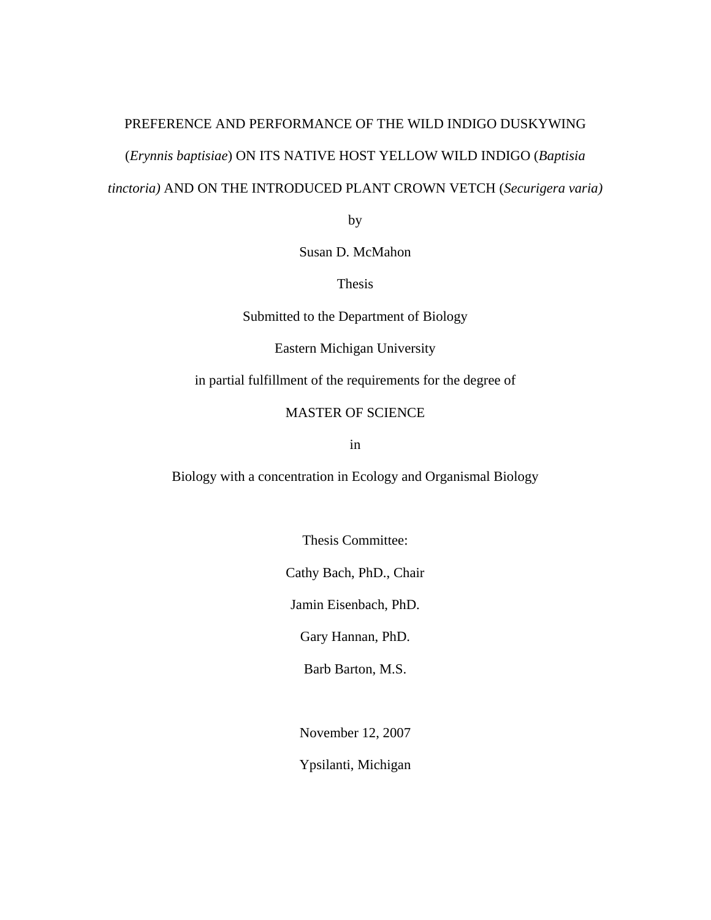# PREFERENCE AND PERFORMANCE OF THE WILD INDIGO DUSKYWING (*Erynnis baptisiae*) ON ITS NATIVE HOST YELLOW WILD INDIGO (*Baptisia tinctoria)* AND ON THE INTRODUCED PLANT CROWN VETCH (*Securigera varia)*

by

Susan D. McMahon

Thesis

Submitted to the Department of Biology

Eastern Michigan University

in partial fulfillment of the requirements for the degree of

MASTER OF SCIENCE

in

Biology with a concentration in Ecology and Organismal Biology

Thesis Committee:

Cathy Bach, PhD., Chair

Jamin Eisenbach, PhD.

Gary Hannan, PhD.

Barb Barton, M.S.

November 12, 2007

Ypsilanti, Michigan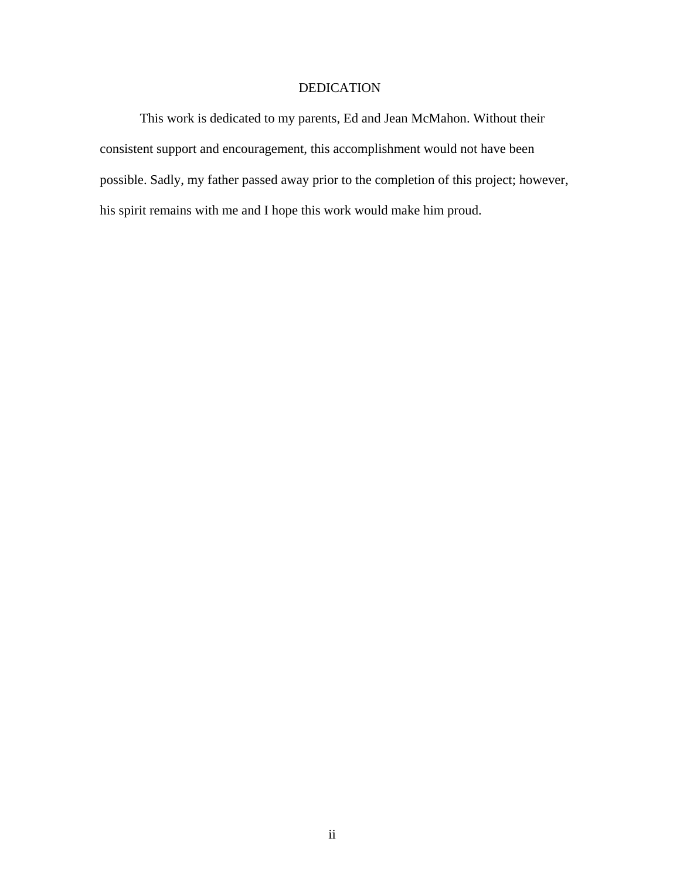# DEDICATION

This work is dedicated to my parents, Ed and Jean McMahon. Without their consistent support and encouragement, this accomplishment would not have been possible. Sadly, my father passed away prior to the completion of this project; however, his spirit remains with me and I hope this work would make him proud.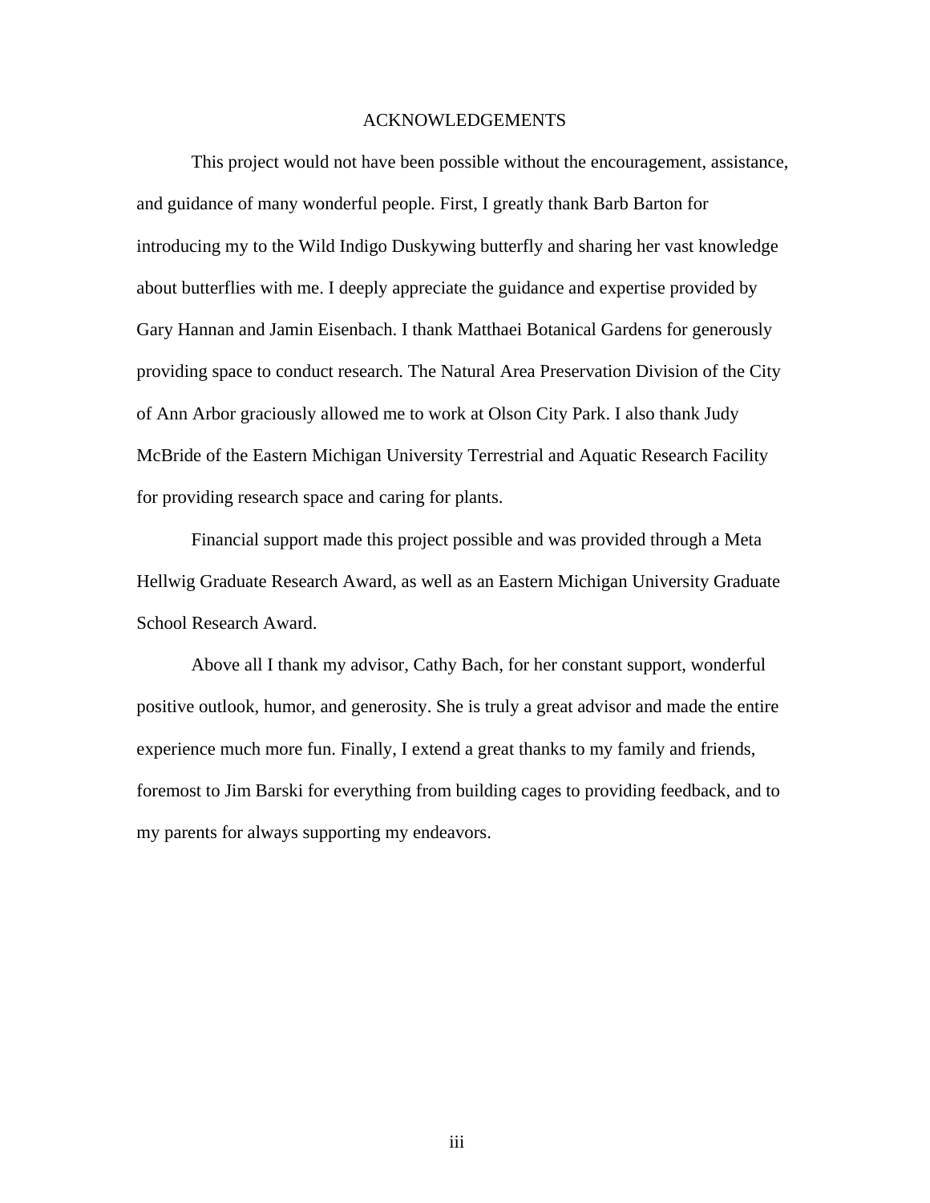# ACKNOWLEDGEMENTS

This project would not have been possible without the encouragement, assistance, and guidance of many wonderful people. First, I greatly thank Barb Barton for introducing my to the Wild Indigo Duskywing butterfly and sharing her vast knowledge about butterflies with me. I deeply appreciate the guidance and expertise provided by Gary Hannan and Jamin Eisenbach. I thank Matthaei Botanical Gardens for generously providing space to conduct research. The Natural Area Preservation Division of the City of Ann Arbor graciously allowed me to work at Olson City Park. I also thank Judy McBride of the Eastern Michigan University Terrestrial and Aquatic Research Facility for providing research space and caring for plants.

Financial support made this project possible and was provided through a Meta Hellwig Graduate Research Award, as well as an Eastern Michigan University Graduate School Research Award.

Above all I thank my advisor, Cathy Bach, for her constant support, wonderful positive outlook, humor, and generosity. She is truly a great advisor and made the entire experience much more fun. Finally, I extend a great thanks to my family and friends, foremost to Jim Barski for everything from building cages to providing feedback, and to my parents for always supporting my endeavors.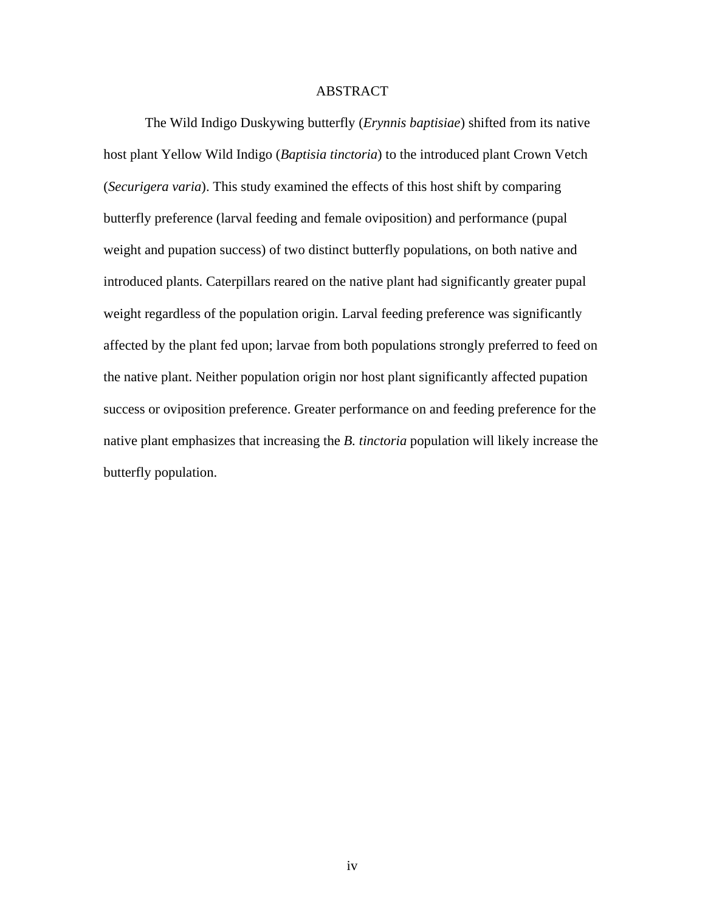# ABSTRACT

The Wild Indigo Duskywing butterfly (*Erynnis baptisiae*) shifted from its native host plant Yellow Wild Indigo (*Baptisia tinctoria*) to the introduced plant Crown Vetch (*Securigera varia*). This study examined the effects of this host shift by comparing butterfly preference (larval feeding and female oviposition) and performance (pupal weight and pupation success) of two distinct butterfly populations, on both native and introduced plants. Caterpillars reared on the native plant had significantly greater pupal weight regardless of the population origin. Larval feeding preference was significantly affected by the plant fed upon; larvae from both populations strongly preferred to feed on the native plant. Neither population origin nor host plant significantly affected pupation success or oviposition preference. Greater performance on and feeding preference for the native plant emphasizes that increasing the *B. tinctoria* population will likely increase the butterfly population.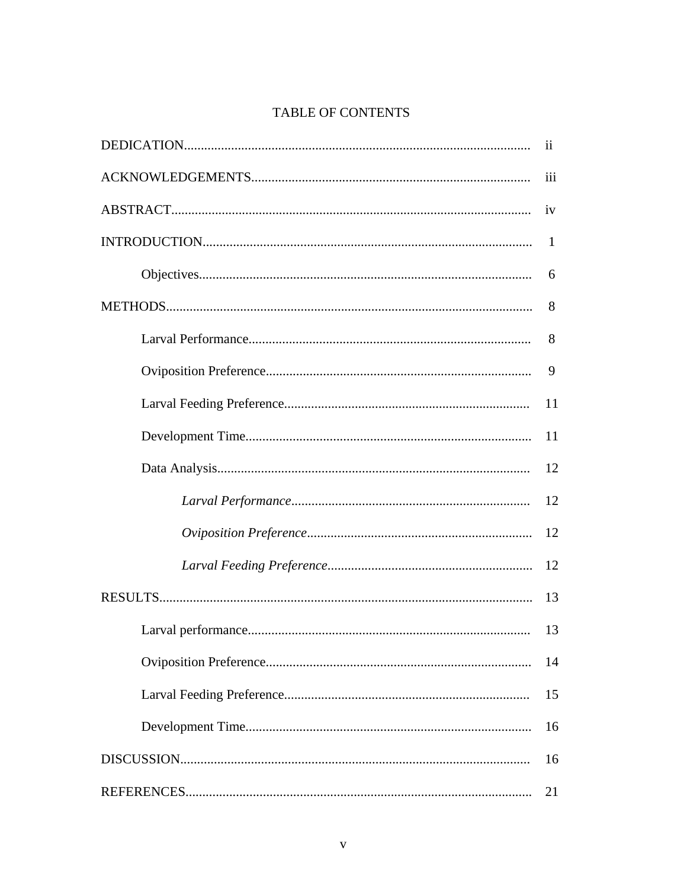# TABLE OF CONTENTS

| | |
|---|---|
| DEDICATION | ii |
| ACKNOWLEDGEMENTS | iii |
| ABSTRACT | iv |
| INTRODUCTION | 1 |
| &nbsp;&nbsp;&nbsp;&nbsp;Objectives | 6 |
| METHODS | 8 |
| &nbsp;&nbsp;&nbsp;&nbsp;Larval Performance | 8 |
| &nbsp;&nbsp;&nbsp;&nbsp;Oviposition Preference | 9 |
| &nbsp;&nbsp;&nbsp;&nbsp;Larval Feeding Preference | 11 |
| &nbsp;&nbsp;&nbsp;&nbsp;Development Time | 11 |
| &nbsp;&nbsp;&nbsp;&nbsp;Data Analysis | 12 |
| &nbsp;&nbsp;&nbsp;&nbsp;&nbsp;&nbsp;&nbsp;&nbsp;*Larval Performance* | 12 |
| &nbsp;&nbsp;&nbsp;&nbsp;&nbsp;&nbsp;&nbsp;&nbsp;*Oviposition Preference* | 12 |
| &nbsp;&nbsp;&nbsp;&nbsp;&nbsp;&nbsp;&nbsp;&nbsp;*Larval Feeding Preference* | 12 |
| RESULTS | 13 |
| &nbsp;&nbsp;&nbsp;&nbsp;Larval performance | 13 |
| &nbsp;&nbsp;&nbsp;&nbsp;Oviposition Preference | 14 |
| &nbsp;&nbsp;&nbsp;&nbsp;Larval Feeding Preference | 15 |
| &nbsp;&nbsp;&nbsp;&nbsp;Development Time | 16 |
| DISCUSSION | 16 |
| REFERENCES | 21 |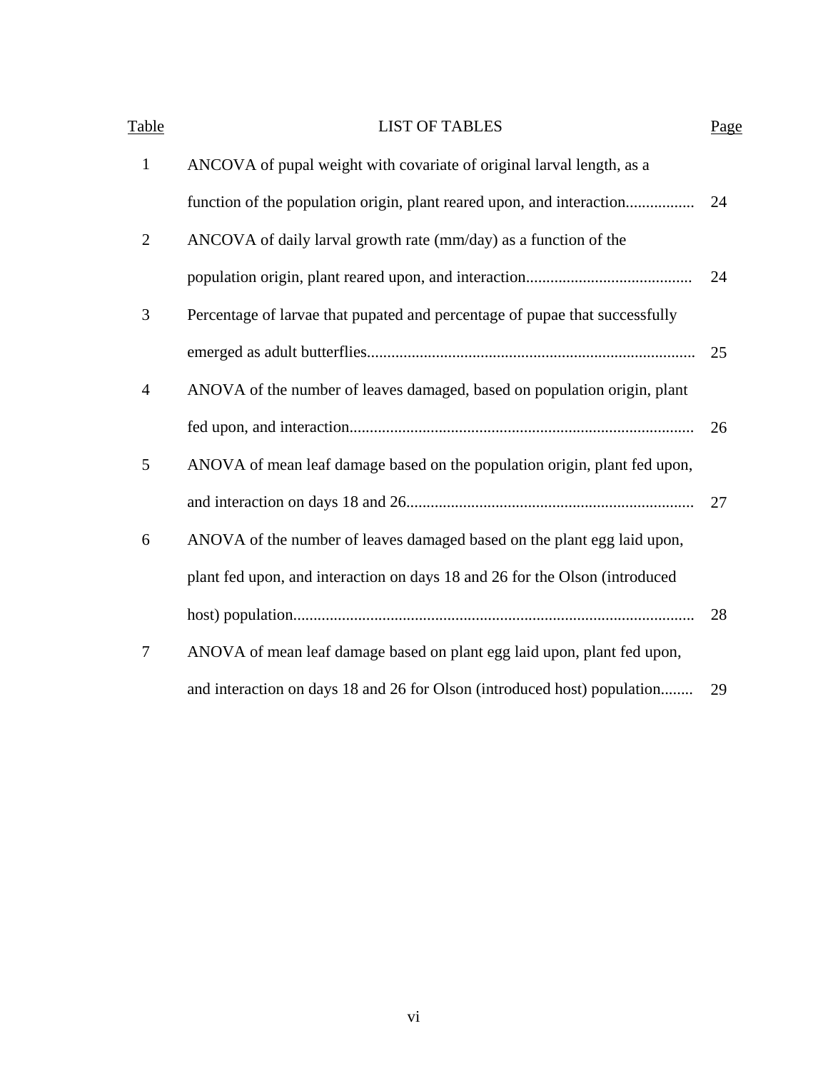# LIST OF TABLES

| Table | | Page |
|---|---|---|
| 1 | ANCOVA of pupal weight with covariate of original larval length, as a function of the population origin, plant reared upon, and interaction | 24 |
| 2 | ANCOVA of daily larval growth rate (mm/day) as a function of the population origin, plant reared upon, and interaction | 24 |
| 3 | Percentage of larvae that pupated and percentage of pupae that successfully emerged as adult butterflies | 25 |
| 4 | ANOVA of the number of leaves damaged, based on population origin, plant fed upon, and interaction | 26 |
| 5 | ANOVA of mean leaf damage based on the population origin, plant fed upon, and interaction on days 18 and 26 | 27 |
| 6 | ANOVA of the number of leaves damaged based on the plant egg laid upon, plant fed upon, and interaction on days 18 and 26 for the Olson (introduced host) population | 28 |
| 7 | ANOVA of mean leaf damage based on plant egg laid upon, plant fed upon, and interaction on days 18 and 26 for Olson (introduced host) population | 29 |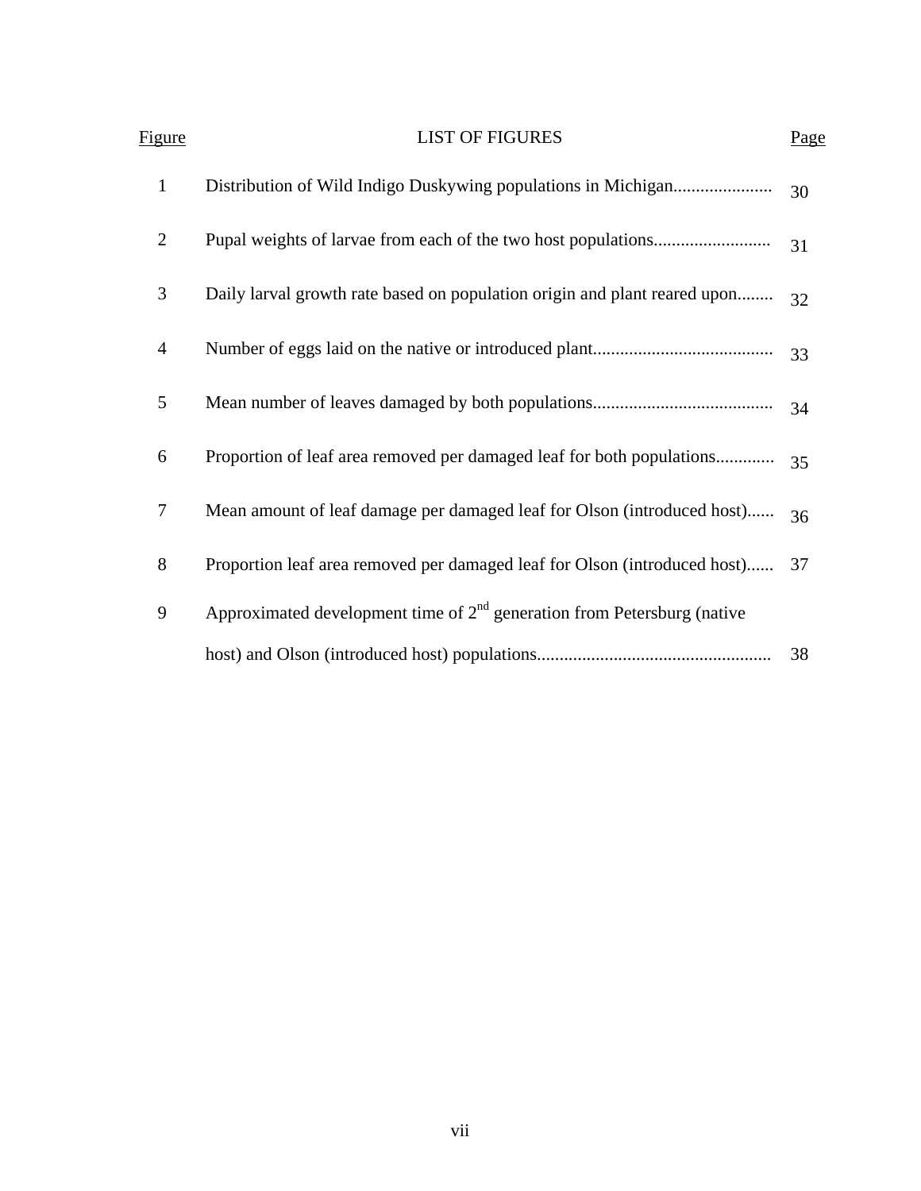# LIST OF FIGURES

| Figure | | Page |
|---|---|---|
| 1 | Distribution of Wild Indigo Duskywing populations in Michigan...................... | 30 |
| 2 | Pupal weights of larvae from each of the two host populations.......................... | 31 |
| 3 | Daily larval growth rate based on population origin and plant reared upon........ | 32 |
| 4 | Number of eggs laid on the native or introduced plant........................................ | 33 |
| 5 | Mean number of leaves damaged by both populations........................................ | 34 |
| 6 | Proportion of leaf area removed per damaged leaf for both populations............. | 35 |
| 7 | Mean amount of leaf damage per damaged leaf for Olson (introduced host)...... | 36 |
| 8 | Proportion leaf area removed per damaged leaf for Olson (introduced host)...... | 37 |
| 9 | Approximated development time of 2nd generation from Petersburg (native host) and Olson (introduced host) populations.................................................... | 38 |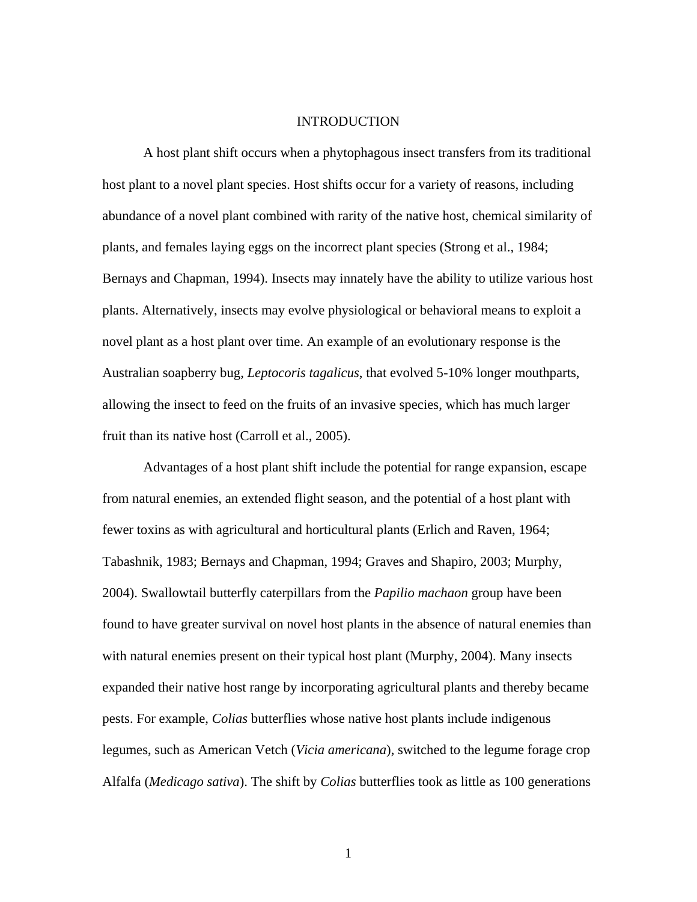# INTRODUCTION

A host plant shift occurs when a phytophagous insect transfers from its traditional host plant to a novel plant species. Host shifts occur for a variety of reasons, including abundance of a novel plant combined with rarity of the native host, chemical similarity of plants, and females laying eggs on the incorrect plant species (Strong et al., 1984; Bernays and Chapman, 1994). Insects may innately have the ability to utilize various host plants. Alternatively, insects may evolve physiological or behavioral means to exploit a novel plant as a host plant over time. An example of an evolutionary response is the Australian soapberry bug, *Leptocoris tagalicus*, that evolved 5-10% longer mouthparts, allowing the insect to feed on the fruits of an invasive species, which has much larger fruit than its native host (Carroll et al., 2005).

Advantages of a host plant shift include the potential for range expansion, escape from natural enemies, an extended flight season, and the potential of a host plant with fewer toxins as with agricultural and horticultural plants (Erlich and Raven, 1964; Tabashnik, 1983; Bernays and Chapman, 1994; Graves and Shapiro, 2003; Murphy, 2004). Swallowtail butterfly caterpillars from the *Papilio machaon* group have been found to have greater survival on novel host plants in the absence of natural enemies than with natural enemies present on their typical host plant (Murphy, 2004). Many insects expanded their native host range by incorporating agricultural plants and thereby became pests. For example, *Colias* butterflies whose native host plants include indigenous legumes, such as American Vetch (*Vicia americana*), switched to the legume forage crop Alfalfa (*Medicago sativa*). The shift by *Colias* butterflies took as little as 100 generations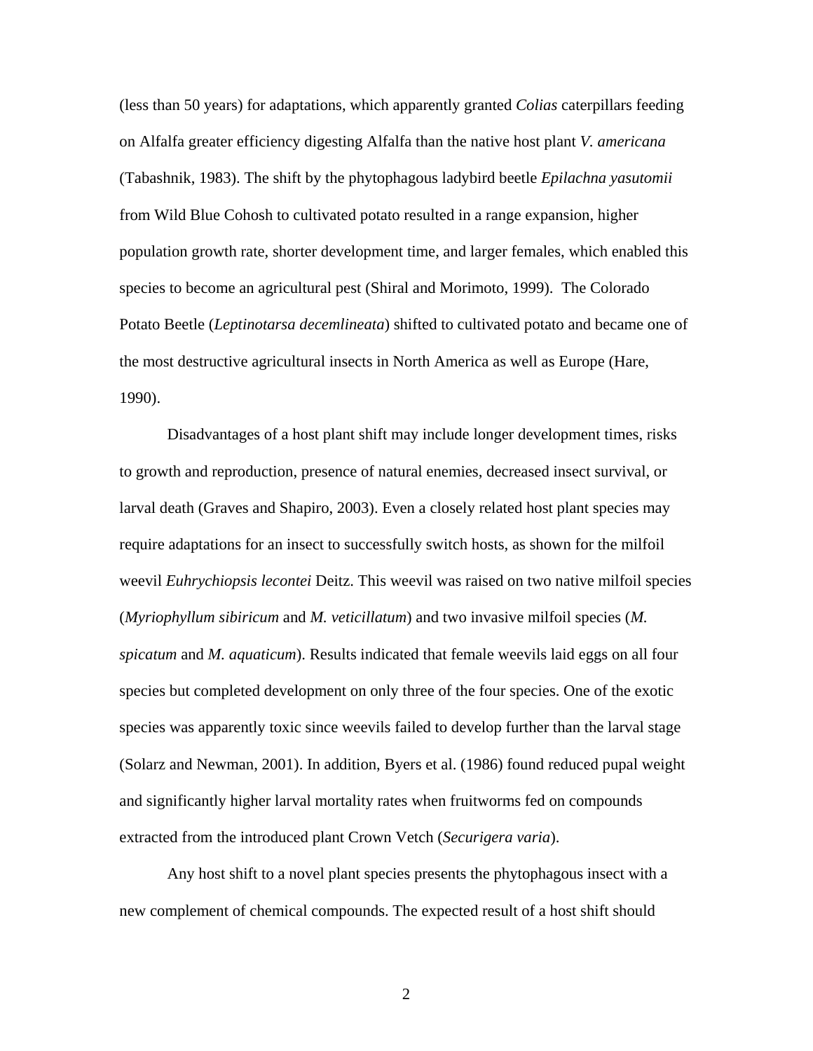(less than 50 years) for adaptations, which apparently granted *Colias* caterpillars feeding on Alfalfa greater efficiency digesting Alfalfa than the native host plant *V. americana* (Tabashnik, 1983). The shift by the phytophagous ladybird beetle *Epilachna yasutomii* from Wild Blue Cohosh to cultivated potato resulted in a range expansion, higher population growth rate, shorter development time, and larger females, which enabled this species to become an agricultural pest (Shiral and Morimoto, 1999). The Colorado Potato Beetle (*Leptinotarsa decemlineata*) shifted to cultivated potato and became one of the most destructive agricultural insects in North America as well as Europe (Hare, 1990).

Disadvantages of a host plant shift may include longer development times, risks to growth and reproduction, presence of natural enemies, decreased insect survival, or larval death (Graves and Shapiro, 2003). Even a closely related host plant species may require adaptations for an insect to successfully switch hosts, as shown for the milfoil weevil *Euhrychiopsis lecontei* Deitz. This weevil was raised on two native milfoil species (*Myriophyllum sibiricum* and *M. veticillatum*) and two invasive milfoil species (*M. spicatum* and *M. aquaticum*). Results indicated that female weevils laid eggs on all four species but completed development on only three of the four species. One of the exotic species was apparently toxic since weevils failed to develop further than the larval stage (Solarz and Newman, 2001). In addition, Byers et al. (1986) found reduced pupal weight and significantly higher larval mortality rates when fruitworms fed on compounds extracted from the introduced plant Crown Vetch (*Securigera varia*).

Any host shift to a novel plant species presents the phytophagous insect with a new complement of chemical compounds. The expected result of a host shift should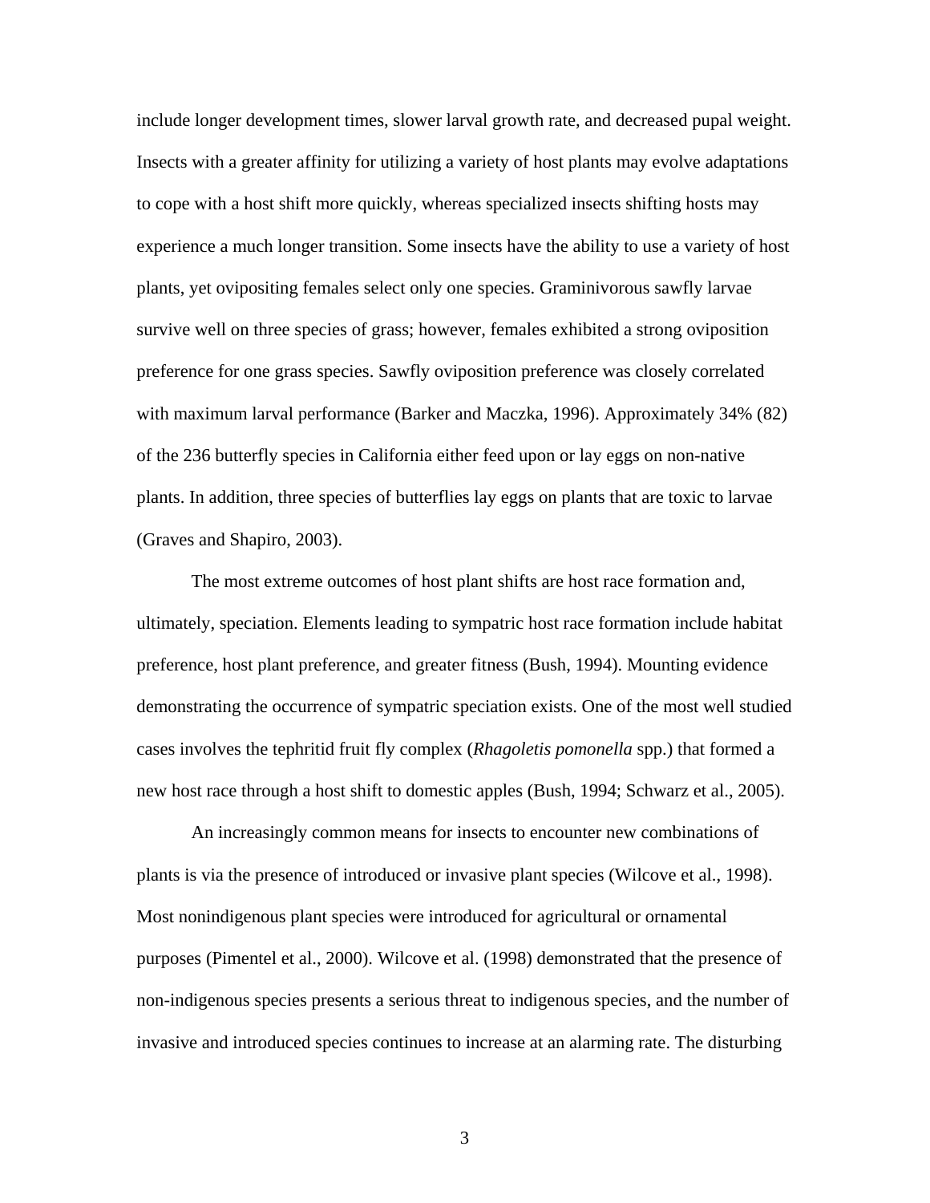include longer development times, slower larval growth rate, and decreased pupal weight. Insects with a greater affinity for utilizing a variety of host plants may evolve adaptations to cope with a host shift more quickly, whereas specialized insects shifting hosts may experience a much longer transition. Some insects have the ability to use a variety of host plants, yet ovipositing females select only one species. Graminivorous sawfly larvae survive well on three species of grass; however, females exhibited a strong oviposition preference for one grass species. Sawfly oviposition preference was closely correlated with maximum larval performance (Barker and Maczka, 1996). Approximately 34% (82) of the 236 butterfly species in California either feed upon or lay eggs on non-native plants. In addition, three species of butterflies lay eggs on plants that are toxic to larvae (Graves and Shapiro, 2003).

The most extreme outcomes of host plant shifts are host race formation and, ultimately, speciation. Elements leading to sympatric host race formation include habitat preference, host plant preference, and greater fitness (Bush, 1994). Mounting evidence demonstrating the occurrence of sympatric speciation exists. One of the most well studied cases involves the tephritid fruit fly complex (*Rhagoletis pomonella* spp.) that formed a new host race through a host shift to domestic apples (Bush, 1994; Schwarz et al., 2005).

An increasingly common means for insects to encounter new combinations of plants is via the presence of introduced or invasive plant species (Wilcove et al., 1998). Most nonindigenous plant species were introduced for agricultural or ornamental purposes (Pimentel et al., 2000). Wilcove et al. (1998) demonstrated that the presence of non-indigenous species presents a serious threat to indigenous species, and the number of invasive and introduced species continues to increase at an alarming rate. The disturbing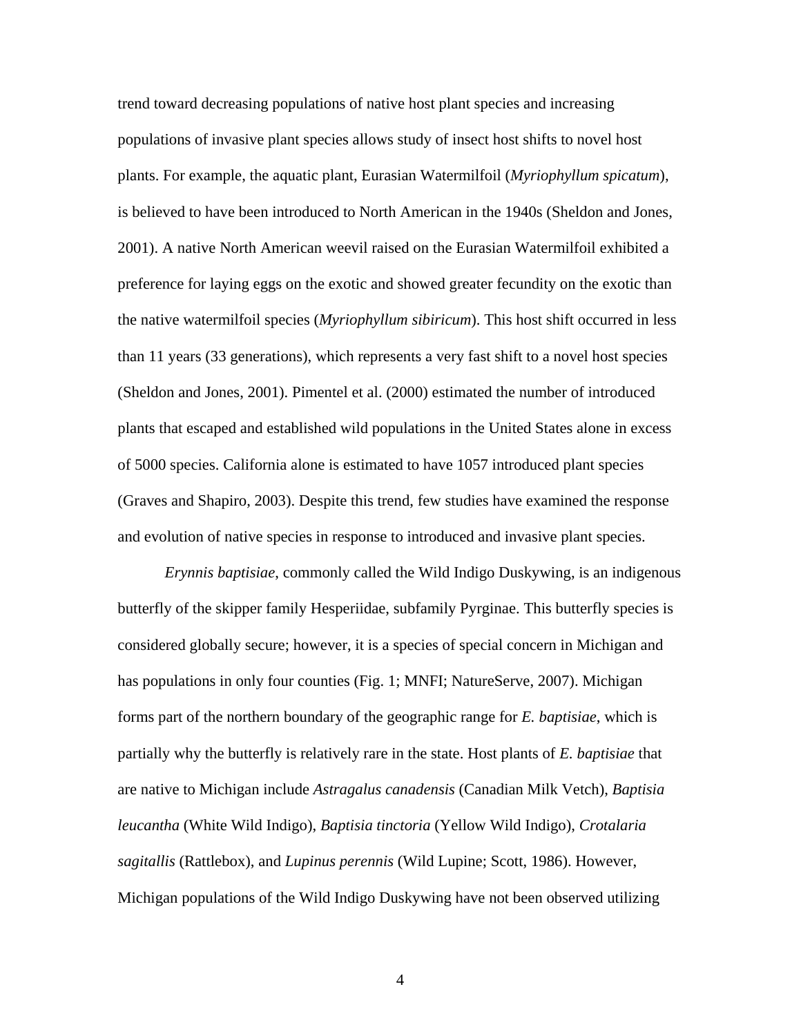trend toward decreasing populations of native host plant species and increasing populations of invasive plant species allows study of insect host shifts to novel host plants. For example, the aquatic plant, Eurasian Watermilfoil (*Myriophyllum spicatum*), is believed to have been introduced to North American in the 1940s (Sheldon and Jones, 2001). A native North American weevil raised on the Eurasian Watermilfoil exhibited a preference for laying eggs on the exotic and showed greater fecundity on the exotic than the native watermilfoil species (*Myriophyllum sibiricum*). This host shift occurred in less than 11 years (33 generations), which represents a very fast shift to a novel host species (Sheldon and Jones, 2001). Pimentel et al. (2000) estimated the number of introduced plants that escaped and established wild populations in the United States alone in excess of 5000 species. California alone is estimated to have 1057 introduced plant species (Graves and Shapiro, 2003). Despite this trend, few studies have examined the response and evolution of native species in response to introduced and invasive plant species.

*Erynnis baptisiae*, commonly called the Wild Indigo Duskywing, is an indigenous butterfly of the skipper family Hesperiidae, subfamily Pyrginae. This butterfly species is considered globally secure; however, it is a species of special concern in Michigan and has populations in only four counties (Fig. 1; MNFI; NatureServe, 2007). Michigan forms part of the northern boundary of the geographic range for *E. baptisiae*, which is partially why the butterfly is relatively rare in the state. Host plants of *E. baptisiae* that are native to Michigan include *Astragalus canadensis* (Canadian Milk Vetch), *Baptisia leucantha* (White Wild Indigo), *Baptisia tinctoria* (Yellow Wild Indigo), *Crotalaria sagitallis* (Rattlebox), and *Lupinus perennis* (Wild Lupine; Scott, 1986). However, Michigan populations of the Wild Indigo Duskywing have not been observed utilizing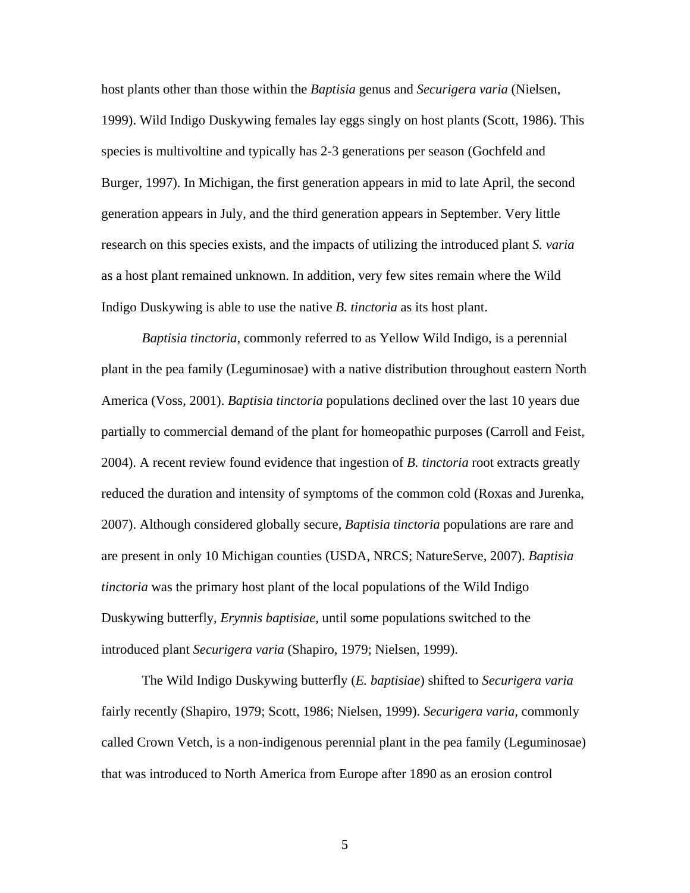host plants other than those within the *Baptisia* genus and *Securigera varia* (Nielsen, 1999). Wild Indigo Duskywing females lay eggs singly on host plants (Scott, 1986). This species is multivoltine and typically has 2-3 generations per season (Gochfeld and Burger, 1997). In Michigan, the first generation appears in mid to late April, the second generation appears in July, and the third generation appears in September. Very little research on this species exists, and the impacts of utilizing the introduced plant *S. varia* as a host plant remained unknown. In addition, very few sites remain where the Wild Indigo Duskywing is able to use the native *B. tinctoria* as its host plant.

*Baptisia tinctoria*, commonly referred to as Yellow Wild Indigo, is a perennial plant in the pea family (Leguminosae) with a native distribution throughout eastern North America (Voss, 2001). *Baptisia tinctoria* populations declined over the last 10 years due partially to commercial demand of the plant for homeopathic purposes (Carroll and Feist, 2004). A recent review found evidence that ingestion of *B. tinctoria* root extracts greatly reduced the duration and intensity of symptoms of the common cold (Roxas and Jurenka, 2007). Although considered globally secure, *Baptisia tinctoria* populations are rare and are present in only 10 Michigan counties (USDA, NRCS; NatureServe, 2007). *Baptisia tinctoria* was the primary host plant of the local populations of the Wild Indigo Duskywing butterfly, *Erynnis baptisiae*, until some populations switched to the introduced plant *Securigera varia* (Shapiro, 1979; Nielsen, 1999).

The Wild Indigo Duskywing butterfly (*E. baptisiae*) shifted to *Securigera varia* fairly recently (Shapiro, 1979; Scott, 1986; Nielsen, 1999). *Securigera varia*, commonly called Crown Vetch, is a non-indigenous perennial plant in the pea family (Leguminosae) that was introduced to North America from Europe after 1890 as an erosion control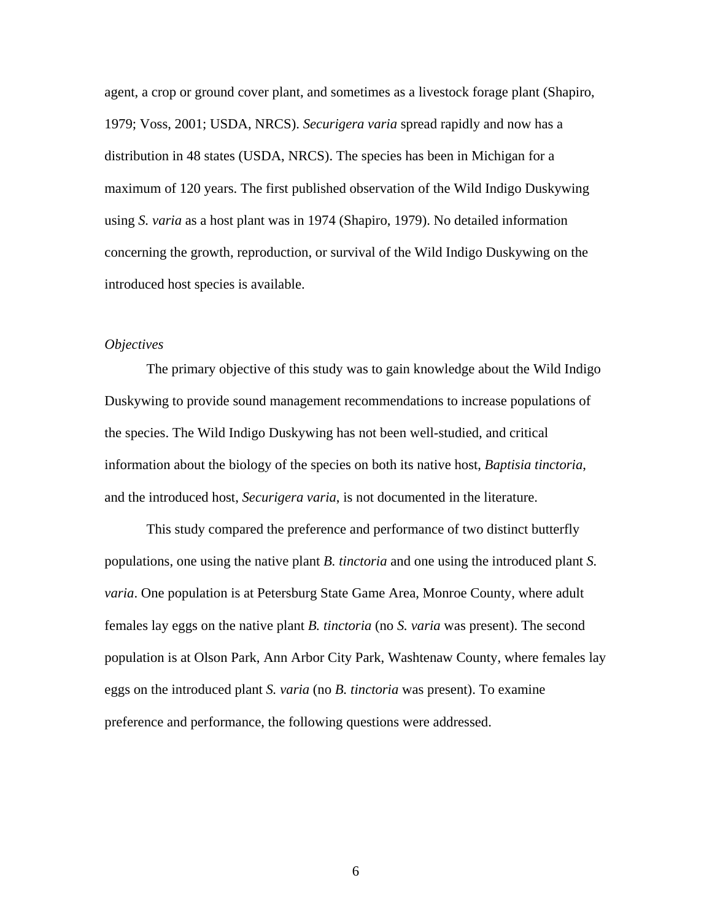agent, a crop or ground cover plant, and sometimes as a livestock forage plant (Shapiro, 1979; Voss, 2001; USDA, NRCS). *Securigera varia* spread rapidly and now has a distribution in 48 states (USDA, NRCS). The species has been in Michigan for a maximum of 120 years. The first published observation of the Wild Indigo Duskywing using *S. varia* as a host plant was in 1974 (Shapiro, 1979). No detailed information concerning the growth, reproduction, or survival of the Wild Indigo Duskywing on the introduced host species is available.

### *Objectives*

The primary objective of this study was to gain knowledge about the Wild Indigo Duskywing to provide sound management recommendations to increase populations of the species. The Wild Indigo Duskywing has not been well-studied, and critical information about the biology of the species on both its native host, *Baptisia tinctoria*, and the introduced host, *Securigera varia*, is not documented in the literature.

This study compared the preference and performance of two distinct butterfly populations, one using the native plant *B. tinctoria* and one using the introduced plant *S. varia*. One population is at Petersburg State Game Area, Monroe County, where adult females lay eggs on the native plant *B. tinctoria* (no *S. varia* was present). The second population is at Olson Park, Ann Arbor City Park, Washtenaw County, where females lay eggs on the introduced plant *S. varia* (no *B. tinctoria* was present). To examine preference and performance, the following questions were addressed.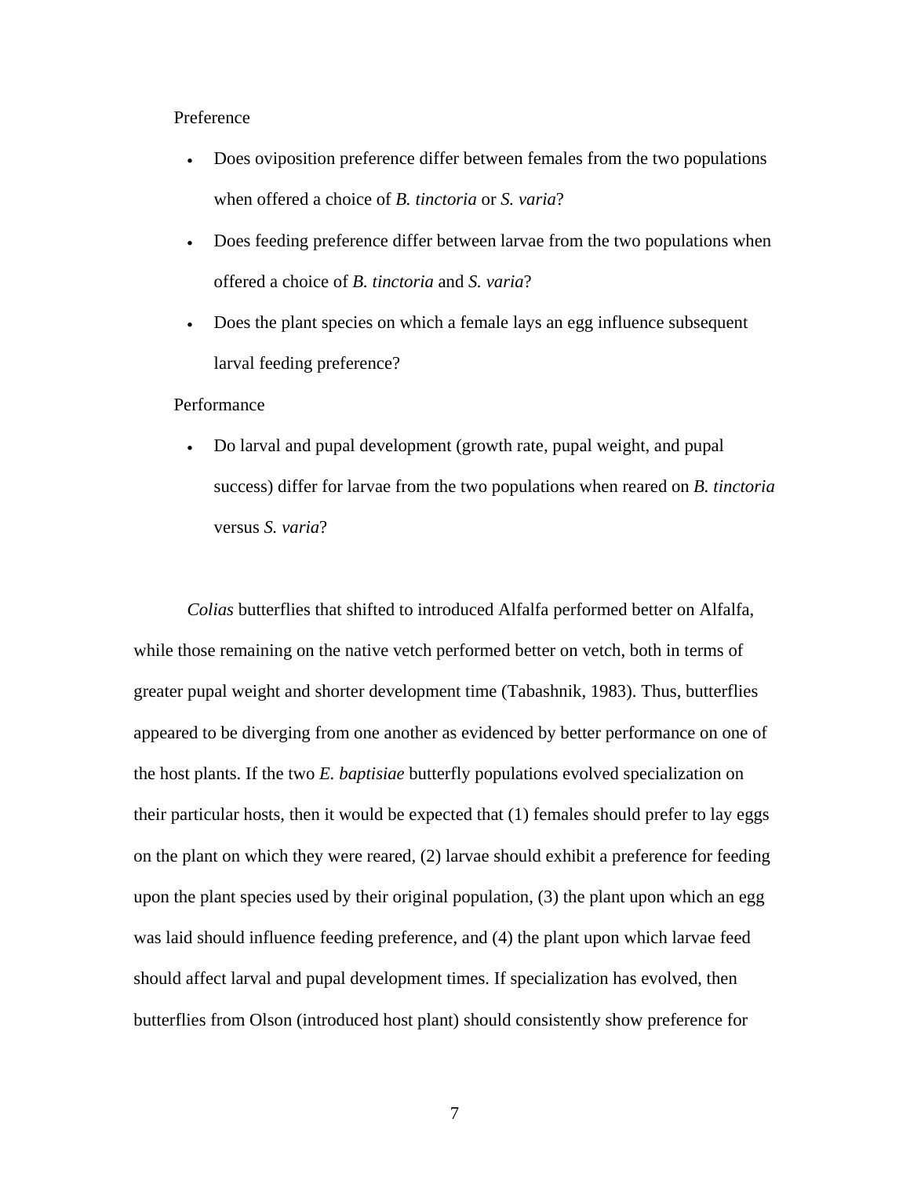Preference

- Does oviposition preference differ between females from the two populations when offered a choice of *B. tinctoria* or *S. varia*?
- Does feeding preference differ between larvae from the two populations when offered a choice of *B. tinctoria* and *S. varia*?
- Does the plant species on which a female lays an egg influence subsequent larval feeding preference?

Performance

- Do larval and pupal development (growth rate, pupal weight, and pupal success) differ for larvae from the two populations when reared on *B. tinctoria* versus *S. varia*?

*Colias* butterflies that shifted to introduced Alfalfa performed better on Alfalfa, while those remaining on the native vetch performed better on vetch, both in terms of greater pupal weight and shorter development time (Tabashnik, 1983). Thus, butterflies appeared to be diverging from one another as evidenced by better performance on one of the host plants. If the two *E. baptisiae* butterfly populations evolved specialization on their particular hosts, then it would be expected that (1) females should prefer to lay eggs on the plant on which they were reared, (2) larvae should exhibit a preference for feeding upon the plant species used by their original population, (3) the plant upon which an egg was laid should influence feeding preference, and (4) the plant upon which larvae feed should affect larval and pupal development times. If specialization has evolved, then butterflies from Olson (introduced host plant) should consistently show preference for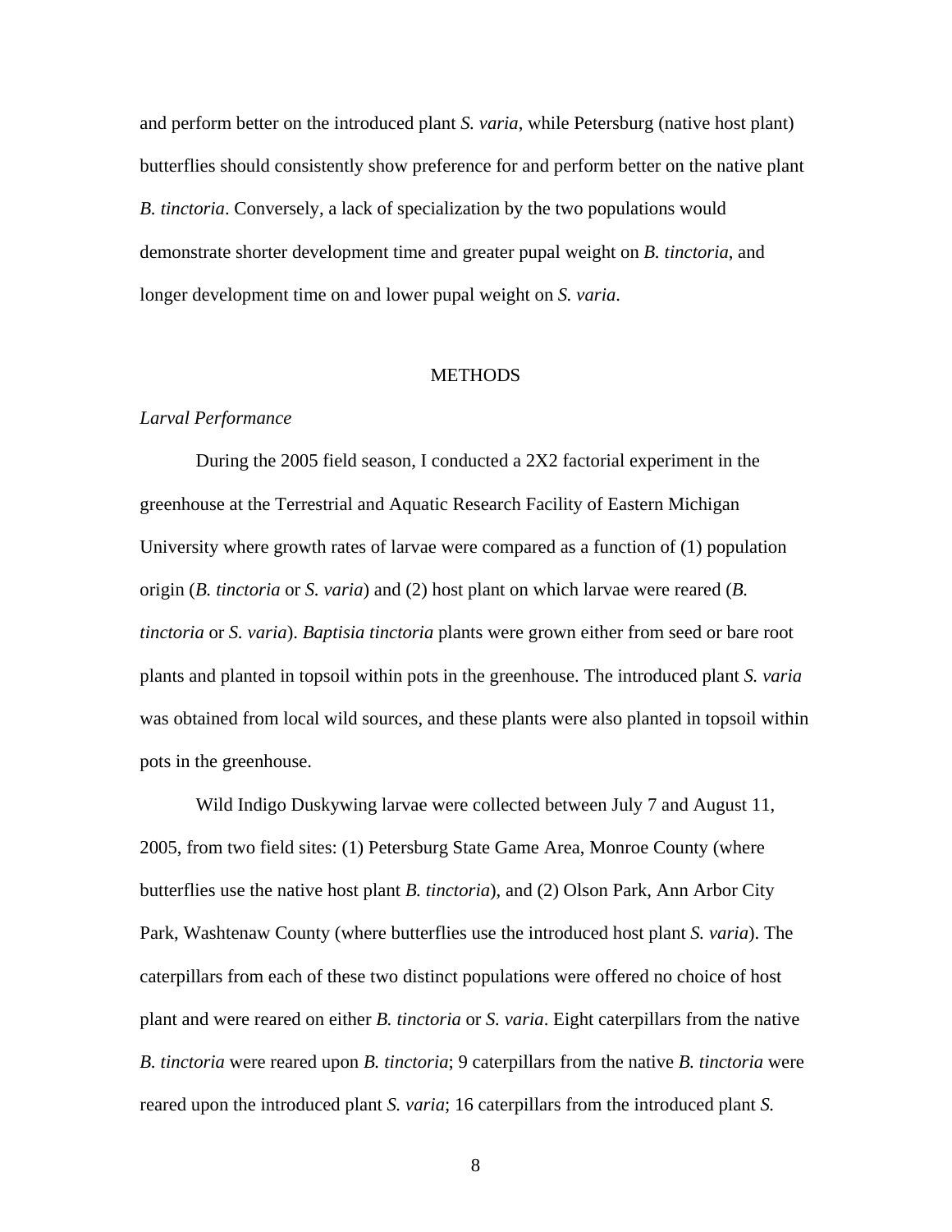and perform better on the introduced plant *S. varia*, while Petersburg (native host plant) butterflies should consistently show preference for and perform better on the native plant *B. tinctoria*. Conversely, a lack of specialization by the two populations would demonstrate shorter development time and greater pupal weight on *B. tinctoria*, and longer development time on and lower pupal weight on *S. varia*.

## METHODS

### *Larval Performance*

During the 2005 field season, I conducted a 2X2 factorial experiment in the greenhouse at the Terrestrial and Aquatic Research Facility of Eastern Michigan University where growth rates of larvae were compared as a function of (1) population origin (*B. tinctoria* or *S. varia*) and (2) host plant on which larvae were reared (*B. tinctoria* or *S. varia*). *Baptisia tinctoria* plants were grown either from seed or bare root plants and planted in topsoil within pots in the greenhouse. The introduced plant *S. varia* was obtained from local wild sources, and these plants were also planted in topsoil within pots in the greenhouse.

Wild Indigo Duskywing larvae were collected between July 7 and August 11, 2005, from two field sites: (1) Petersburg State Game Area, Monroe County (where butterflies use the native host plant *B. tinctoria*), and (2) Olson Park, Ann Arbor City Park, Washtenaw County (where butterflies use the introduced host plant *S. varia*). The caterpillars from each of these two distinct populations were offered no choice of host plant and were reared on either *B. tinctoria* or *S. varia*. Eight caterpillars from the native *B. tinctoria* were reared upon *B. tinctoria*; 9 caterpillars from the native *B. tinctoria* were reared upon the introduced plant *S. varia*; 16 caterpillars from the introduced plant *S.*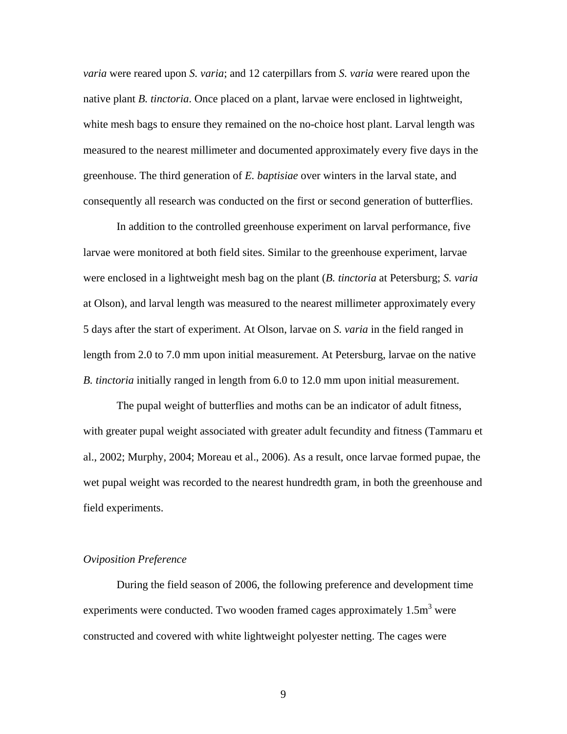*varia* were reared upon *S. varia*; and 12 caterpillars from *S. varia* were reared upon the native plant *B. tinctoria*. Once placed on a plant, larvae were enclosed in lightweight, white mesh bags to ensure they remained on the no-choice host plant. Larval length was measured to the nearest millimeter and documented approximately every five days in the greenhouse. The third generation of *E. baptisiae* over winters in the larval state, and consequently all research was conducted on the first or second generation of butterflies.

In addition to the controlled greenhouse experiment on larval performance, five larvae were monitored at both field sites. Similar to the greenhouse experiment, larvae were enclosed in a lightweight mesh bag on the plant (*B. tinctoria* at Petersburg; *S. varia* at Olson), and larval length was measured to the nearest millimeter approximately every 5 days after the start of experiment. At Olson, larvae on *S. varia* in the field ranged in length from 2.0 to 7.0 mm upon initial measurement. At Petersburg, larvae on the native *B. tinctoria* initially ranged in length from 6.0 to 12.0 mm upon initial measurement.

The pupal weight of butterflies and moths can be an indicator of adult fitness, with greater pupal weight associated with greater adult fecundity and fitness (Tammaru et al., 2002; Murphy, 2004; Moreau et al., 2006). As a result, once larvae formed pupae, the wet pupal weight was recorded to the nearest hundredth gram, in both the greenhouse and field experiments.

*Oviposition Preference*

During the field season of 2006, the following preference and development time experiments were conducted. Two wooden framed cages approximately 1.5$m^3$ were constructed and covered with white lightweight polyester netting. The cages were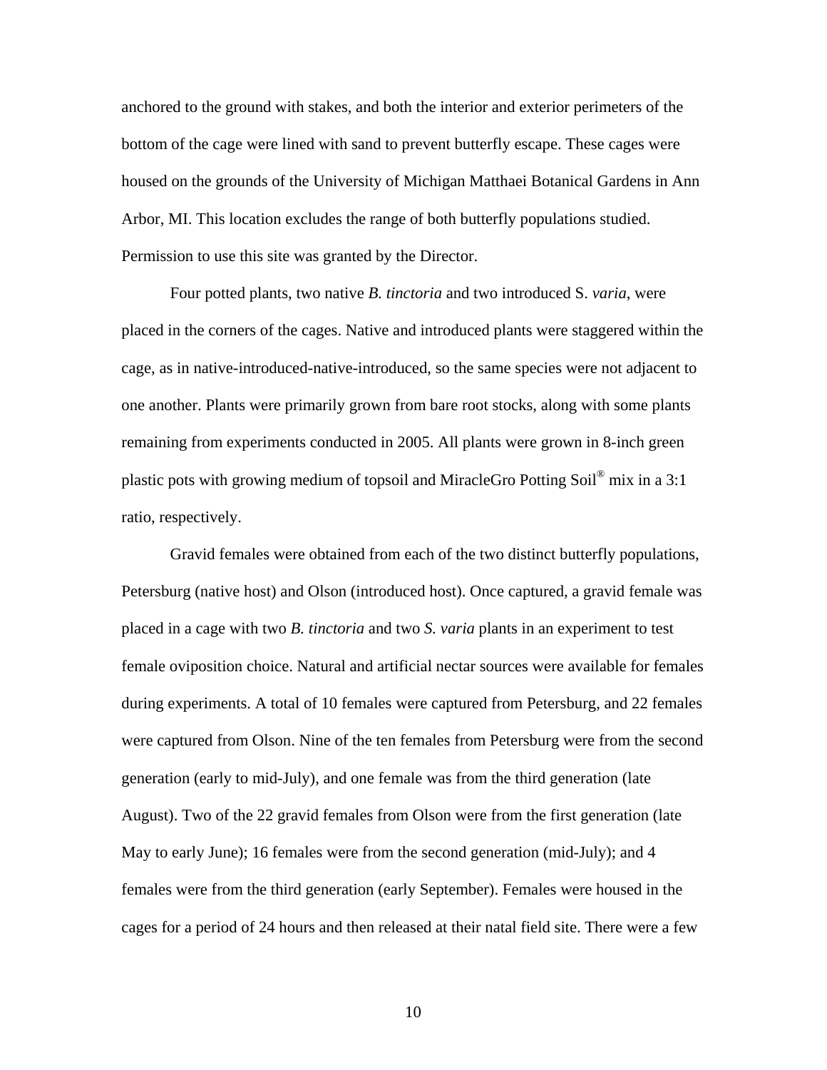anchored to the ground with stakes, and both the interior and exterior perimeters of the bottom of the cage were lined with sand to prevent butterfly escape. These cages were housed on the grounds of the University of Michigan Matthaei Botanical Gardens in Ann Arbor, MI. This location excludes the range of both butterfly populations studied. Permission to use this site was granted by the Director.

Four potted plants, two native *B. tinctoria* and two introduced S. *varia*, were placed in the corners of the cages. Native and introduced plants were staggered within the cage, as in native-introduced-native-introduced, so the same species were not adjacent to one another. Plants were primarily grown from bare root stocks, along with some plants remaining from experiments conducted in 2005. All plants were grown in 8-inch green plastic pots with growing medium of topsoil and MiracleGro Potting Soil® mix in a 3:1 ratio, respectively.

Gravid females were obtained from each of the two distinct butterfly populations, Petersburg (native host) and Olson (introduced host). Once captured, a gravid female was placed in a cage with two *B. tinctoria* and two *S. varia* plants in an experiment to test female oviposition choice. Natural and artificial nectar sources were available for females during experiments. A total of 10 females were captured from Petersburg, and 22 females were captured from Olson. Nine of the ten females from Petersburg were from the second generation (early to mid-July), and one female was from the third generation (late August). Two of the 22 gravid females from Olson were from the first generation (late May to early June); 16 females were from the second generation (mid-July); and 4 females were from the third generation (early September). Females were housed in the cages for a period of 24 hours and then released at their natal field site. There were a few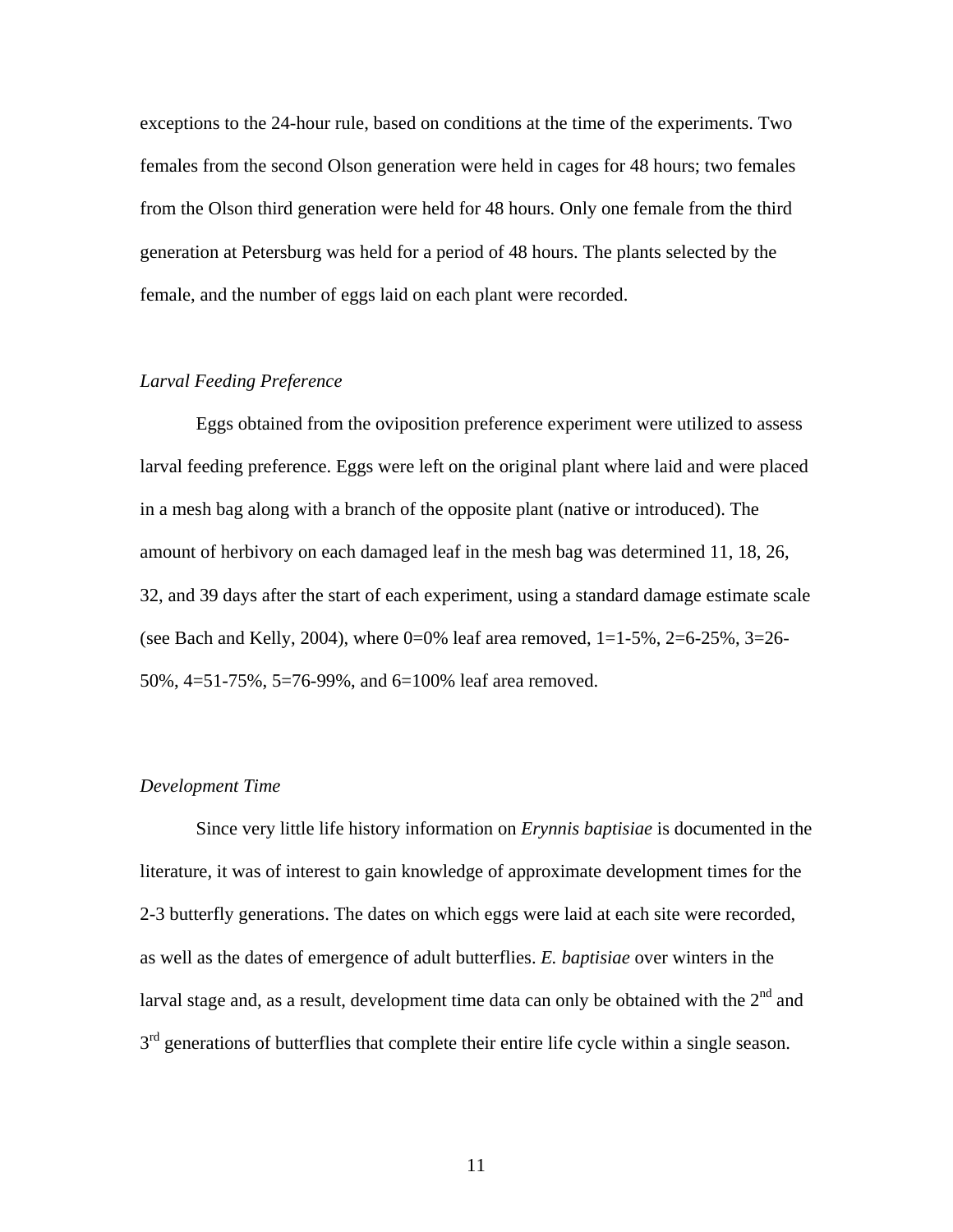exceptions to the 24-hour rule, based on conditions at the time of the experiments. Two females from the second Olson generation were held in cages for 48 hours; two females from the Olson third generation were held for 48 hours. Only one female from the third generation at Petersburg was held for a period of 48 hours. The plants selected by the female, and the number of eggs laid on each plant were recorded.

### *Larval Feeding Preference*

Eggs obtained from the oviposition preference experiment were utilized to assess larval feeding preference. Eggs were left on the original plant where laid and were placed in a mesh bag along with a branch of the opposite plant (native or introduced). The amount of herbivory on each damaged leaf in the mesh bag was determined 11, 18, 26, 32, and 39 days after the start of each experiment, using a standard damage estimate scale (see Bach and Kelly, 2004), where 0=0% leaf area removed, 1=1-5%, 2=6-25%, 3=26-50%, 4=51-75%, 5=76-99%, and 6=100% leaf area removed.

### *Development Time*

Since very little life history information on *Erynnis baptisiae* is documented in the literature, it was of interest to gain knowledge of approximate development times for the 2-3 butterfly generations. The dates on which eggs were laid at each site were recorded, as well as the dates of emergence of adult butterflies. *E. baptisiae* over winters in the larval stage and, as a result, development time data can only be obtained with the 2$^{nd}$ and 3$^{rd}$ generations of butterflies that complete their entire life cycle within a single season.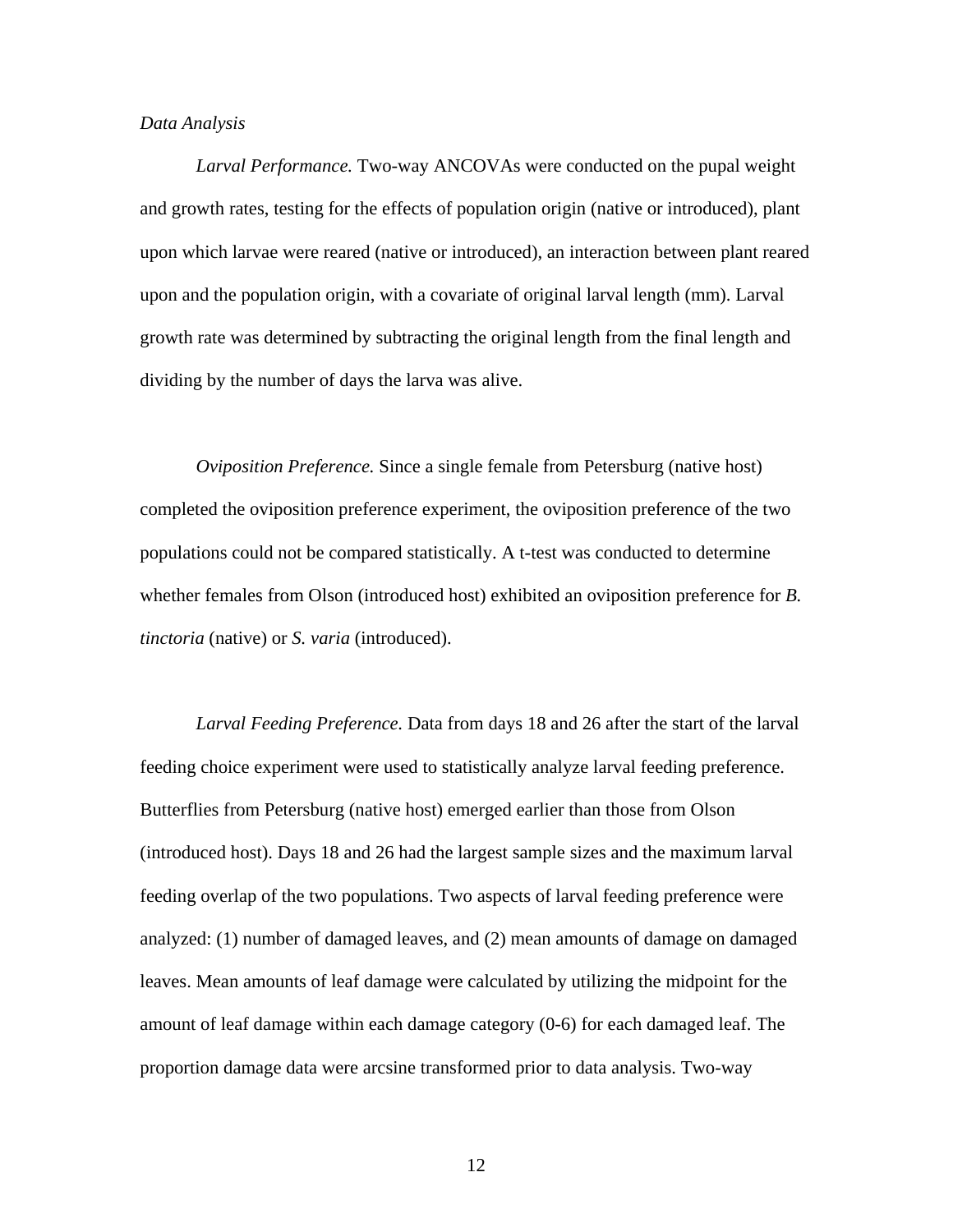*Data Analysis*

*Larval Performance.* Two-way ANCOVAs were conducted on the pupal weight and growth rates, testing for the effects of population origin (native or introduced), plant upon which larvae were reared (native or introduced), an interaction between plant reared upon and the population origin, with a covariate of original larval length (mm). Larval growth rate was determined by subtracting the original length from the final length and dividing by the number of days the larva was alive.

*Oviposition Preference.* Since a single female from Petersburg (native host) completed the oviposition preference experiment, the oviposition preference of the two populations could not be compared statistically. A t-test was conducted to determine whether females from Olson (introduced host) exhibited an oviposition preference for *B. tinctoria* (native) or *S. varia* (introduced).

*Larval Feeding Preference.* Data from days 18 and 26 after the start of the larval feeding choice experiment were used to statistically analyze larval feeding preference. Butterflies from Petersburg (native host) emerged earlier than those from Olson (introduced host). Days 18 and 26 had the largest sample sizes and the maximum larval feeding overlap of the two populations. Two aspects of larval feeding preference were analyzed: (1) number of damaged leaves, and (2) mean amounts of damage on damaged leaves. Mean amounts of leaf damage were calculated by utilizing the midpoint for the amount of leaf damage within each damage category (0-6) for each damaged leaf. The proportion damage data were arcsine transformed prior to data analysis. Two-way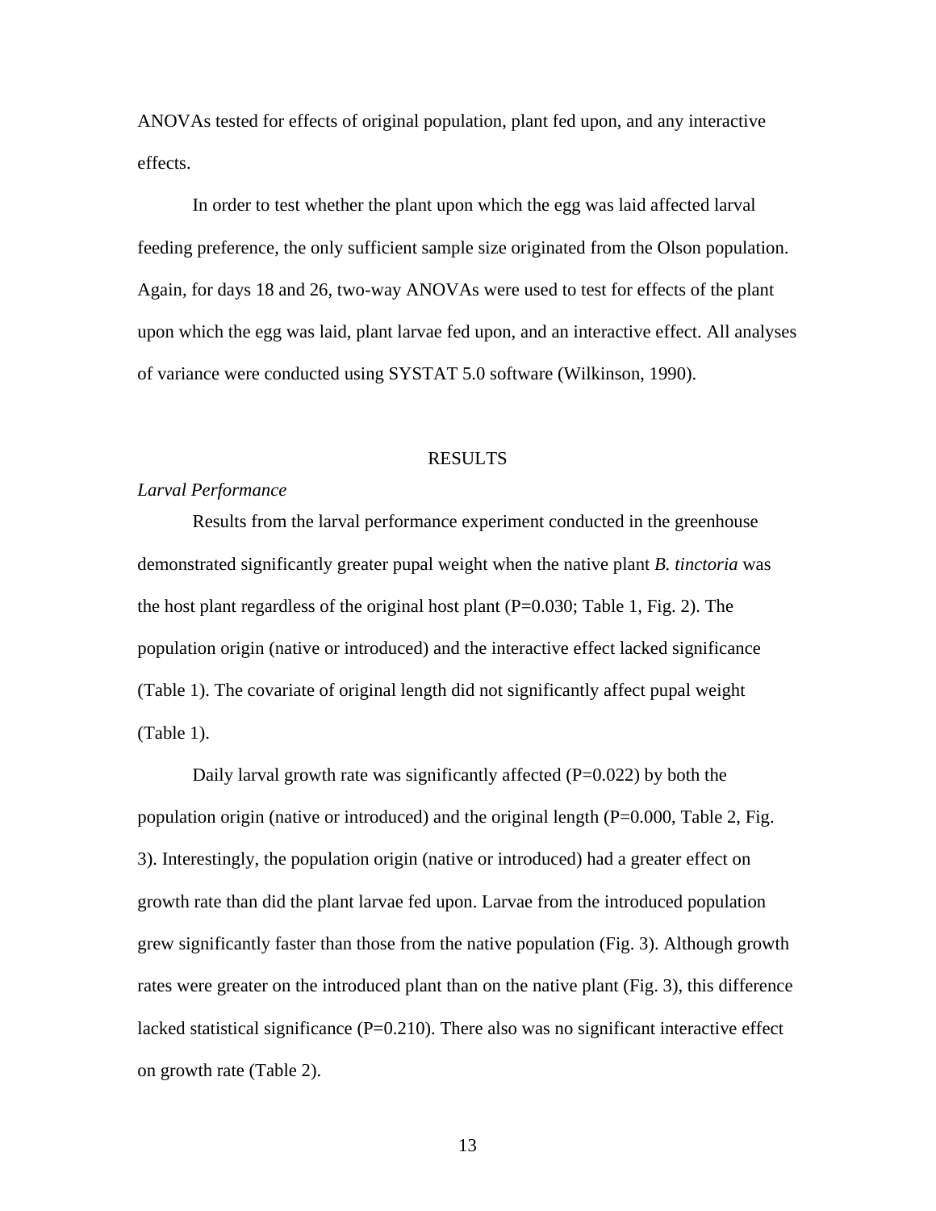ANOVAs tested for effects of original population, plant fed upon, and any interactive effects.

In order to test whether the plant upon which the egg was laid affected larval feeding preference, the only sufficient sample size originated from the Olson population. Again, for days 18 and 26, two-way ANOVAs were used to test for effects of the plant upon which the egg was laid, plant larvae fed upon, and an interactive effect. All analyses of variance were conducted using SYSTAT 5.0 software (Wilkinson, 1990).

## RESULTS

### *Larval Performance*

Results from the larval performance experiment conducted in the greenhouse demonstrated significantly greater pupal weight when the native plant *B. tinctoria* was the host plant regardless of the original host plant ($P=0.030$; Table 1, Fig. 2). The population origin (native or introduced) and the interactive effect lacked significance (Table 1). The covariate of original length did not significantly affect pupal weight (Table 1).

Daily larval growth rate was significantly affected ($P=0.022$) by both the population origin (native or introduced) and the original length ($P=0.000$, Table 2, Fig. 3). Interestingly, the population origin (native or introduced) had a greater effect on growth rate than did the plant larvae fed upon. Larvae from the introduced population grew significantly faster than those from the native population (Fig. 3). Although growth rates were greater on the introduced plant than on the native plant (Fig. 3), this difference lacked statistical significance ($P=0.210$). There also was no significant interactive effect on growth rate (Table 2).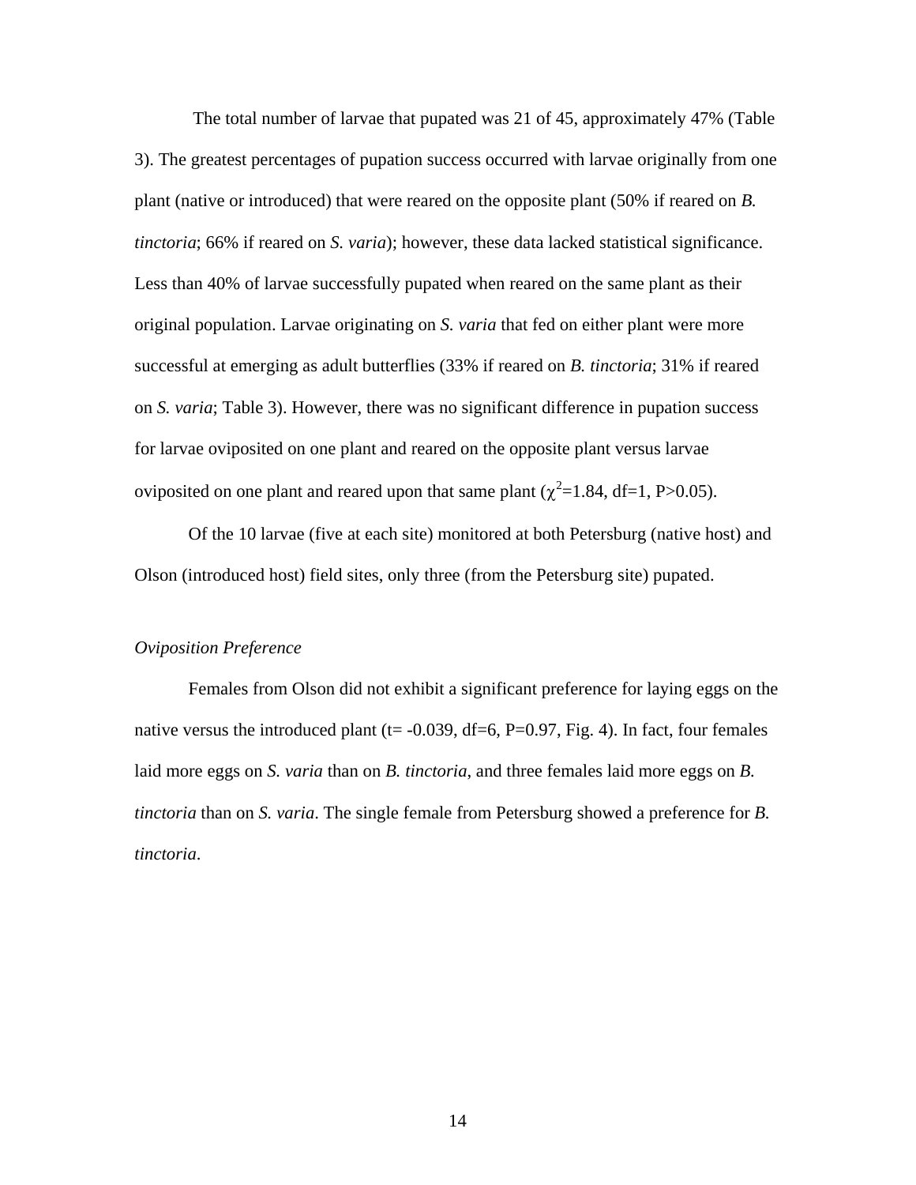The total number of larvae that pupated was 21 of 45, approximately 47% (Table 3). The greatest percentages of pupation success occurred with larvae originally from one plant (native or introduced) that were reared on the opposite plant (50% if reared on *B. tinctoria*; 66% if reared on *S. varia*); however, these data lacked statistical significance. Less than 40% of larvae successfully pupated when reared on the same plant as their original population. Larvae originating on *S. varia* that fed on either plant were more successful at emerging as adult butterflies (33% if reared on *B. tinctoria*; 31% if reared on *S. varia*; Table 3). However, there was no significant difference in pupation success for larvae oviposited on one plant and reared on the opposite plant versus larvae oviposited on one plant and reared upon that same plant ($\chi^2$=1.84, df=1, P>0.05).

Of the 10 larvae (five at each site) monitored at both Petersburg (native host) and Olson (introduced host) field sites, only three (from the Petersburg site) pupated.

*Oviposition Preference*

Females from Olson did not exhibit a significant preference for laying eggs on the native versus the introduced plant (t= -0.039, df=6, P=0.97, Fig. 4). In fact, four females laid more eggs on *S. varia* than on *B. tinctoria*, and three females laid more eggs on *B. tinctoria* than on *S. varia*. The single female from Petersburg showed a preference for *B. tinctoria*.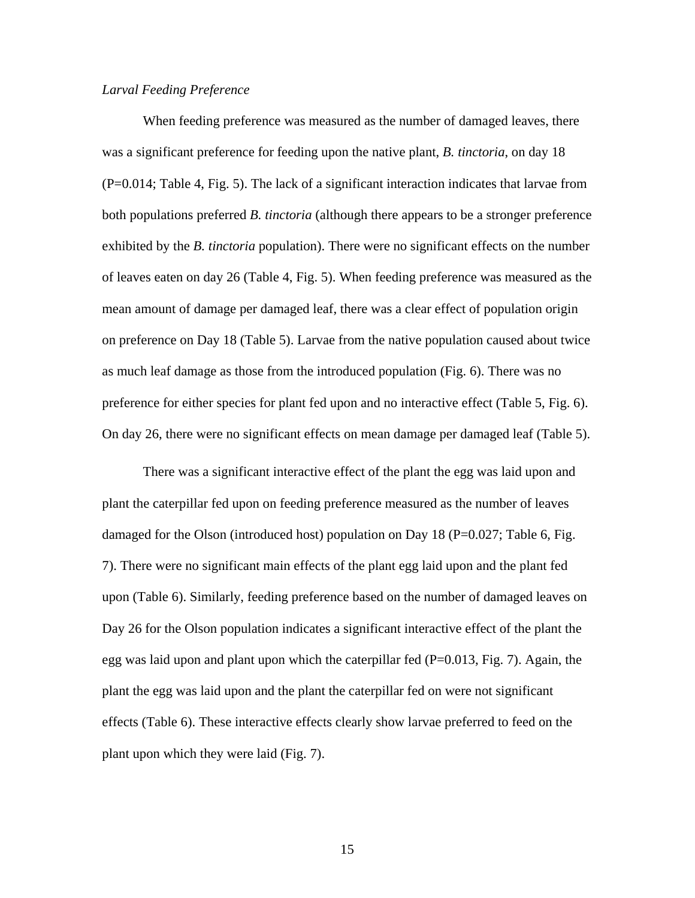*Larval Feeding Preference*

When feeding preference was measured as the number of damaged leaves, there was a significant preference for feeding upon the native plant, *B. tinctoria*, on day 18 (P=0.014; Table 4, Fig. 5). The lack of a significant interaction indicates that larvae from both populations preferred *B. tinctoria* (although there appears to be a stronger preference exhibited by the *B. tinctoria* population). There were no significant effects on the number of leaves eaten on day 26 (Table 4, Fig. 5). When feeding preference was measured as the mean amount of damage per damaged leaf, there was a clear effect of population origin on preference on Day 18 (Table 5). Larvae from the native population caused about twice as much leaf damage as those from the introduced population (Fig. 6). There was no preference for either species for plant fed upon and no interactive effect (Table 5, Fig. 6). On day 26, there were no significant effects on mean damage per damaged leaf (Table 5).

There was a significant interactive effect of the plant the egg was laid upon and plant the caterpillar fed upon on feeding preference measured as the number of leaves damaged for the Olson (introduced host) population on Day 18 (P=0.027; Table 6, Fig. 7). There were no significant main effects of the plant egg laid upon and the plant fed upon (Table 6). Similarly, feeding preference based on the number of damaged leaves on Day 26 for the Olson population indicates a significant interactive effect of the plant the egg was laid upon and plant upon which the caterpillar fed (P=0.013, Fig. 7). Again, the plant the egg was laid upon and the plant the caterpillar fed on were not significant effects (Table 6). These interactive effects clearly show larvae preferred to feed on the plant upon which they were laid (Fig. 7).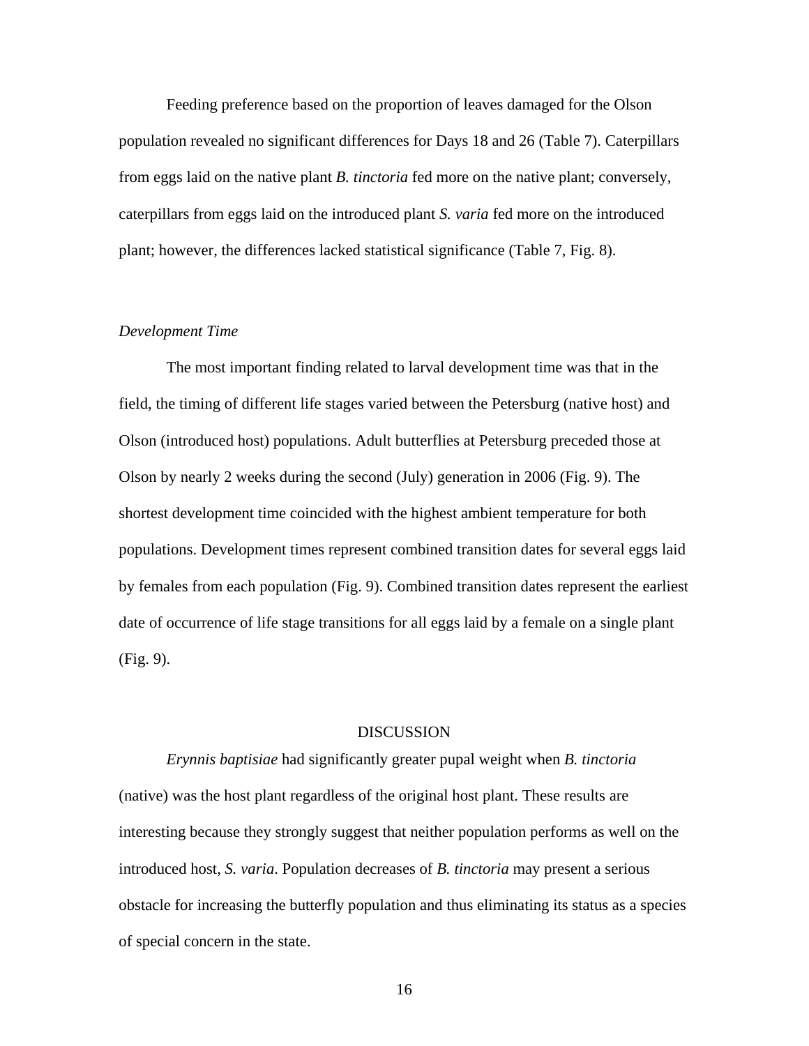Feeding preference based on the proportion of leaves damaged for the Olson population revealed no significant differences for Days 18 and 26 (Table 7). Caterpillars from eggs laid on the native plant *B. tinctoria* fed more on the native plant; conversely, caterpillars from eggs laid on the introduced plant *S. varia* fed more on the introduced plant; however, the differences lacked statistical significance (Table 7, Fig. 8).

### *Development Time*

The most important finding related to larval development time was that in the field, the timing of different life stages varied between the Petersburg (native host) and Olson (introduced host) populations. Adult butterflies at Petersburg preceded those at Olson by nearly 2 weeks during the second (July) generation in 2006 (Fig. 9). The shortest development time coincided with the highest ambient temperature for both populations. Development times represent combined transition dates for several eggs laid by females from each population (Fig. 9). Combined transition dates represent the earliest date of occurrence of life stage transitions for all eggs laid by a female on a single plant (Fig. 9).

## DISCUSSION

*Erynnis baptisiae* had significantly greater pupal weight when *B. tinctoria* (native) was the host plant regardless of the original host plant. These results are interesting because they strongly suggest that neither population performs as well on the introduced host, *S. varia*. Population decreases of *B. tinctoria* may present a serious obstacle for increasing the butterfly population and thus eliminating its status as a species of special concern in the state.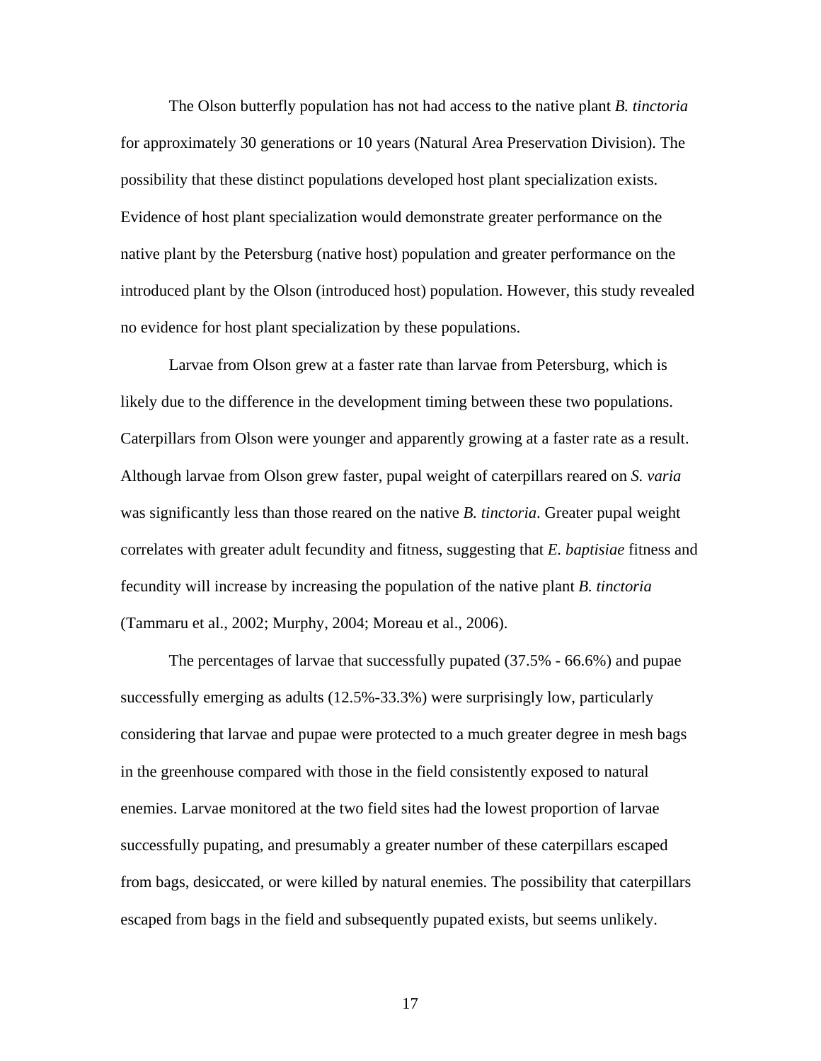The Olson butterfly population has not had access to the native plant *B. tinctoria* for approximately 30 generations or 10 years (Natural Area Preservation Division). The possibility that these distinct populations developed host plant specialization exists. Evidence of host plant specialization would demonstrate greater performance on the native plant by the Petersburg (native host) population and greater performance on the introduced plant by the Olson (introduced host) population. However, this study revealed no evidence for host plant specialization by these populations.

Larvae from Olson grew at a faster rate than larvae from Petersburg, which is likely due to the difference in the development timing between these two populations. Caterpillars from Olson were younger and apparently growing at a faster rate as a result. Although larvae from Olson grew faster, pupal weight of caterpillars reared on *S. varia* was significantly less than those reared on the native *B. tinctoria*. Greater pupal weight correlates with greater adult fecundity and fitness, suggesting that *E. baptisiae* fitness and fecundity will increase by increasing the population of the native plant *B. tinctoria* (Tammaru et al., 2002; Murphy, 2004; Moreau et al., 2006).

The percentages of larvae that successfully pupated (37.5% - 66.6%) and pupae successfully emerging as adults (12.5%-33.3%) were surprisingly low, particularly considering that larvae and pupae were protected to a much greater degree in mesh bags in the greenhouse compared with those in the field consistently exposed to natural enemies. Larvae monitored at the two field sites had the lowest proportion of larvae successfully pupating, and presumably a greater number of these caterpillars escaped from bags, desiccated, or were killed by natural enemies. The possibility that caterpillars escaped from bags in the field and subsequently pupated exists, but seems unlikely.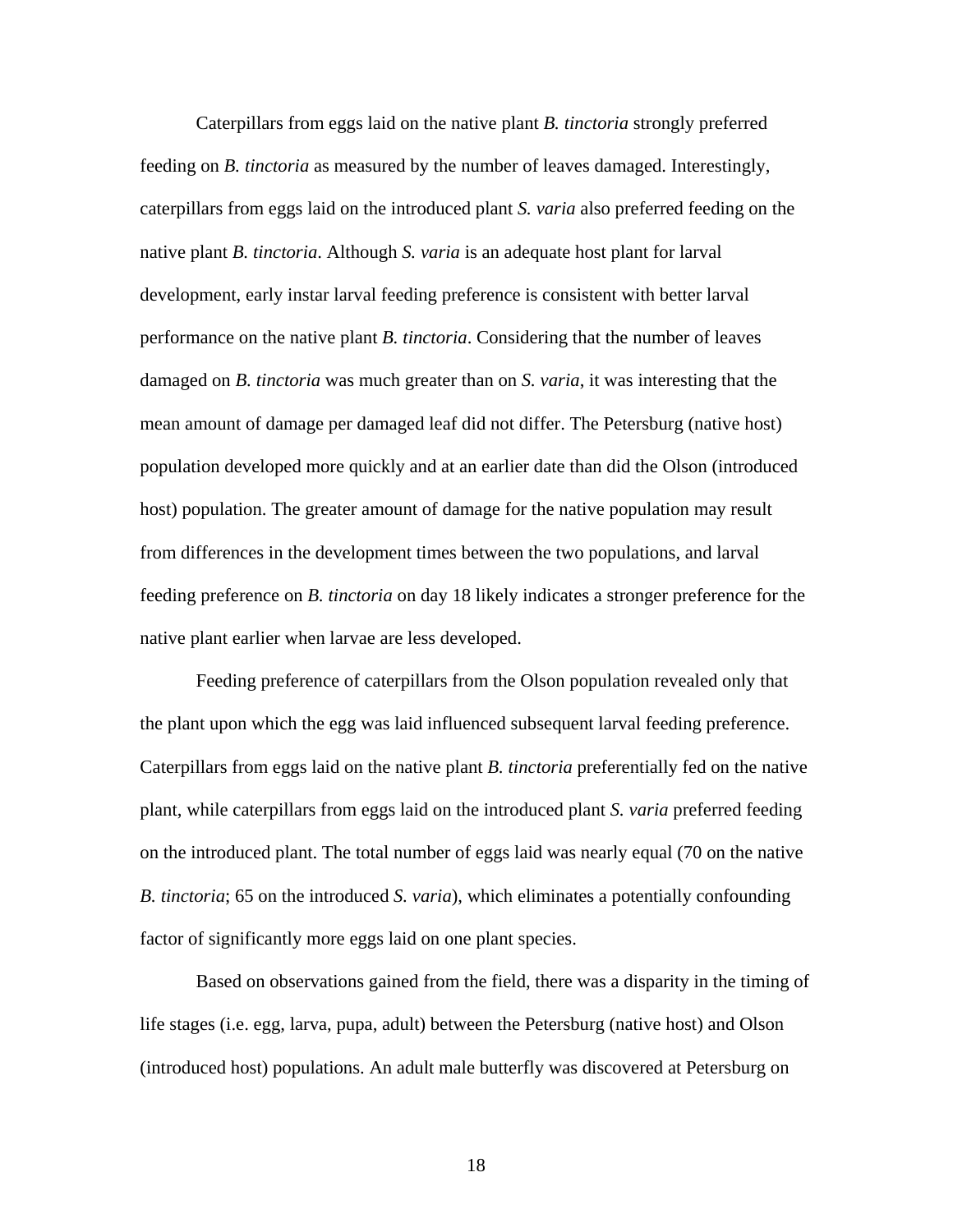Caterpillars from eggs laid on the native plant *B. tinctoria* strongly preferred feeding on *B. tinctoria* as measured by the number of leaves damaged. Interestingly, caterpillars from eggs laid on the introduced plant *S. varia* also preferred feeding on the native plant *B. tinctoria*. Although *S. varia* is an adequate host plant for larval development, early instar larval feeding preference is consistent with better larval performance on the native plant *B. tinctoria*. Considering that the number of leaves damaged on *B. tinctoria* was much greater than on *S. varia*, it was interesting that the mean amount of damage per damaged leaf did not differ. The Petersburg (native host) population developed more quickly and at an earlier date than did the Olson (introduced host) population. The greater amount of damage for the native population may result from differences in the development times between the two populations, and larval feeding preference on *B. tinctoria* on day 18 likely indicates a stronger preference for the native plant earlier when larvae are less developed.

Feeding preference of caterpillars from the Olson population revealed only that the plant upon which the egg was laid influenced subsequent larval feeding preference. Caterpillars from eggs laid on the native plant *B. tinctoria* preferentially fed on the native plant, while caterpillars from eggs laid on the introduced plant *S. varia* preferred feeding on the introduced plant. The total number of eggs laid was nearly equal (70 on the native *B. tinctoria*; 65 on the introduced *S. varia*), which eliminates a potentially confounding factor of significantly more eggs laid on one plant species.

Based on observations gained from the field, there was a disparity in the timing of life stages (i.e. egg, larva, pupa, adult) between the Petersburg (native host) and Olson (introduced host) populations. An adult male butterfly was discovered at Petersburg on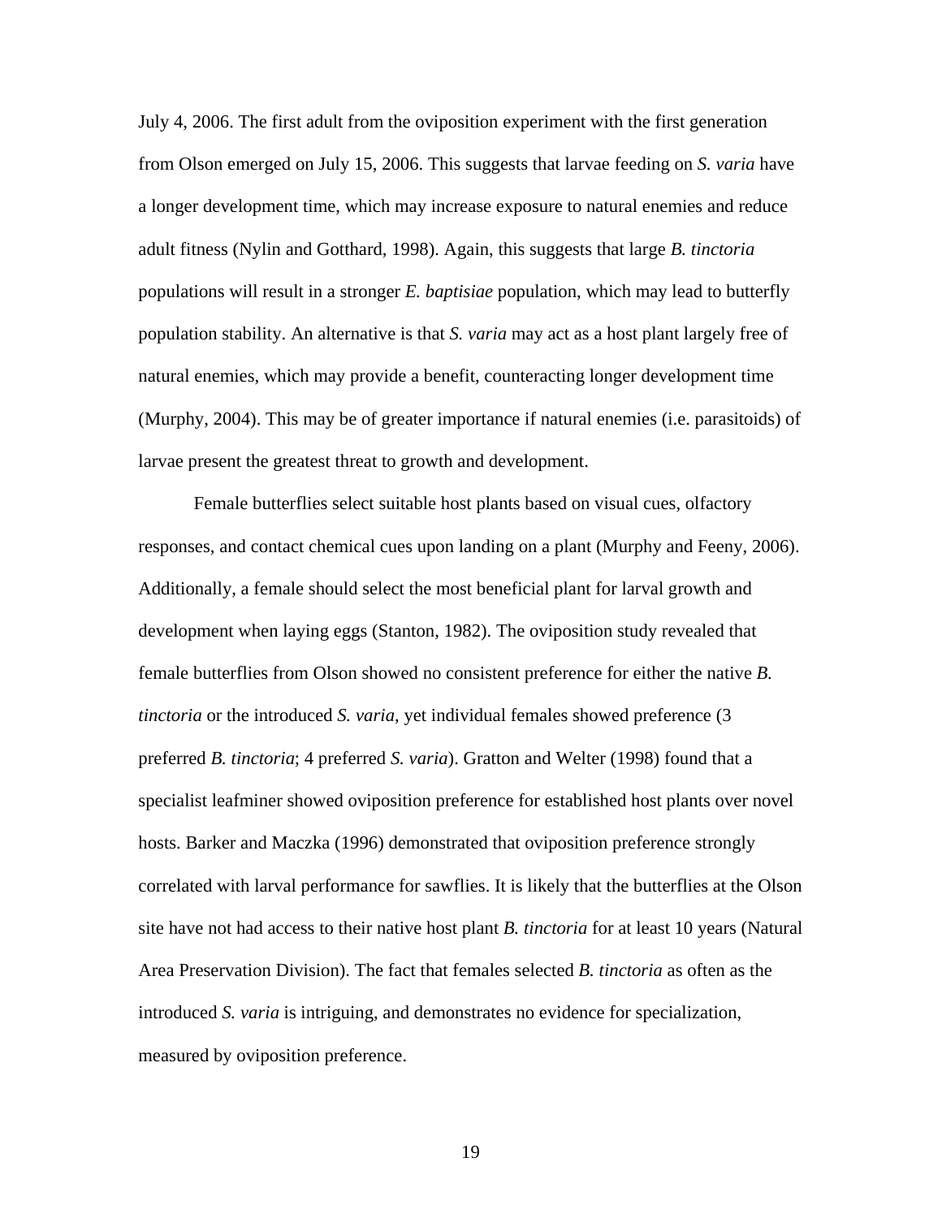July 4, 2006. The first adult from the oviposition experiment with the first generation from Olson emerged on July 15, 2006. This suggests that larvae feeding on *S. varia* have a longer development time, which may increase exposure to natural enemies and reduce adult fitness (Nylin and Gotthard, 1998). Again, this suggests that large *B. tinctoria* populations will result in a stronger *E. baptisiae* population, which may lead to butterfly population stability. An alternative is that *S. varia* may act as a host plant largely free of natural enemies, which may provide a benefit, counteracting longer development time (Murphy, 2004). This may be of greater importance if natural enemies (i.e. parasitoids) of larvae present the greatest threat to growth and development.

Female butterflies select suitable host plants based on visual cues, olfactory responses, and contact chemical cues upon landing on a plant (Murphy and Feeny, 2006). Additionally, a female should select the most beneficial plant for larval growth and development when laying eggs (Stanton, 1982). The oviposition study revealed that female butterflies from Olson showed no consistent preference for either the native *B. tinctoria* or the introduced *S. varia*, yet individual females showed preference (3 preferred *B. tinctoria*; 4 preferred *S. varia*). Gratton and Welter (1998) found that a specialist leafminer showed oviposition preference for established host plants over novel hosts. Barker and Maczka (1996) demonstrated that oviposition preference strongly correlated with larval performance for sawflies. It is likely that the butterflies at the Olson site have not had access to their native host plant *B. tinctoria* for at least 10 years (Natural Area Preservation Division). The fact that females selected *B. tinctoria* as often as the introduced *S. varia* is intriguing, and demonstrates no evidence for specialization, measured by oviposition preference.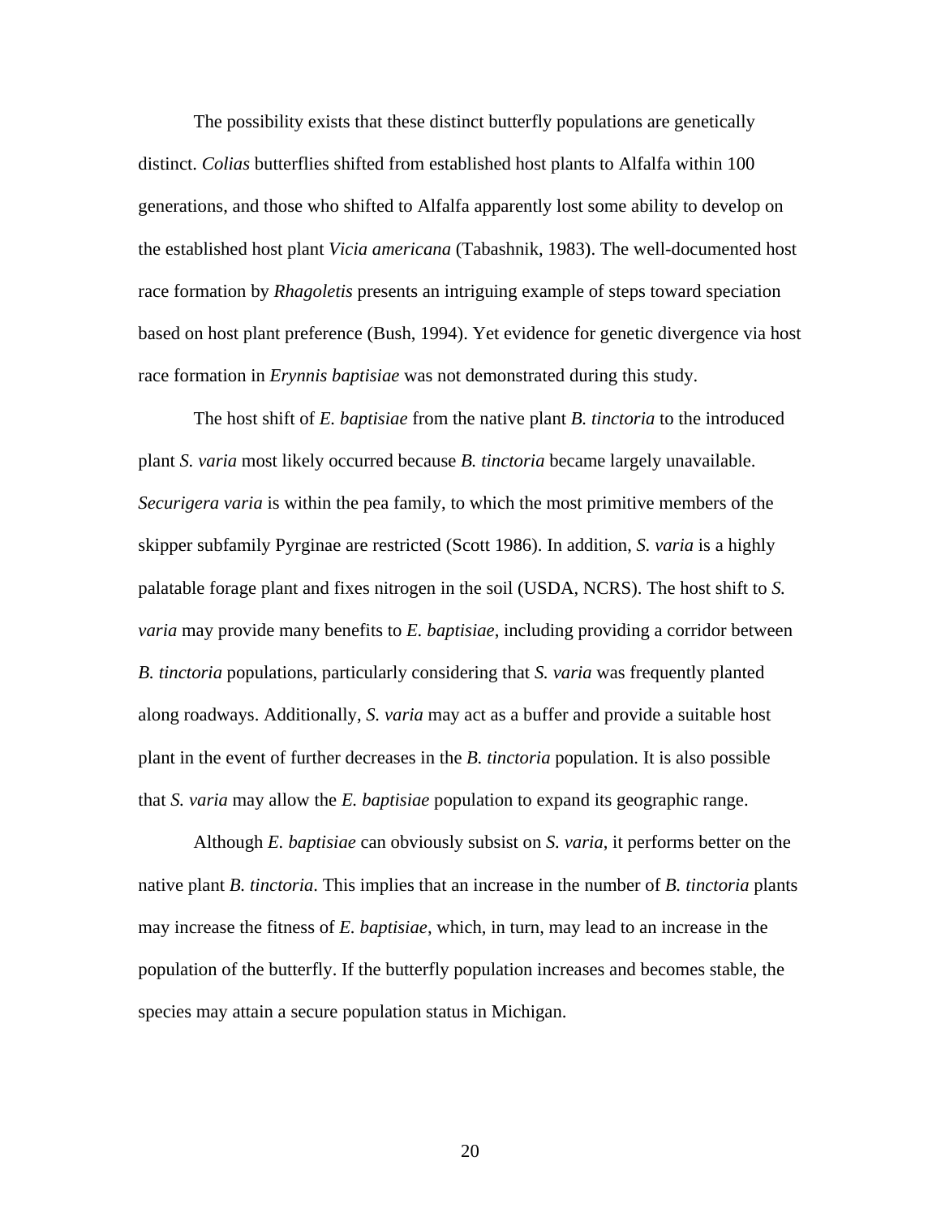The possibility exists that these distinct butterfly populations are genetically distinct. *Colias* butterflies shifted from established host plants to Alfalfa within 100 generations, and those who shifted to Alfalfa apparently lost some ability to develop on the established host plant *Vicia americana* (Tabashnik, 1983). The well-documented host race formation by *Rhagoletis* presents an intriguing example of steps toward speciation based on host plant preference (Bush, 1994). Yet evidence for genetic divergence via host race formation in *Erynnis baptisiae* was not demonstrated during this study.

The host shift of *E. baptisiae* from the native plant *B. tinctoria* to the introduced plant *S. varia* most likely occurred because *B. tinctoria* became largely unavailable. *Securigera varia* is within the pea family, to which the most primitive members of the skipper subfamily Pyrginae are restricted (Scott 1986). In addition, *S. varia* is a highly palatable forage plant and fixes nitrogen in the soil (USDA, NCRS). The host shift to *S. varia* may provide many benefits to *E. baptisiae*, including providing a corridor between *B. tinctoria* populations, particularly considering that *S. varia* was frequently planted along roadways. Additionally, *S. varia* may act as a buffer and provide a suitable host plant in the event of further decreases in the *B. tinctoria* population. It is also possible that *S. varia* may allow the *E. baptisiae* population to expand its geographic range.

Although *E. baptisiae* can obviously subsist on *S. varia*, it performs better on the native plant *B. tinctoria*. This implies that an increase in the number of *B. tinctoria* plants may increase the fitness of *E. baptisiae*, which, in turn, may lead to an increase in the population of the butterfly. If the butterfly population increases and becomes stable, the species may attain a secure population status in Michigan.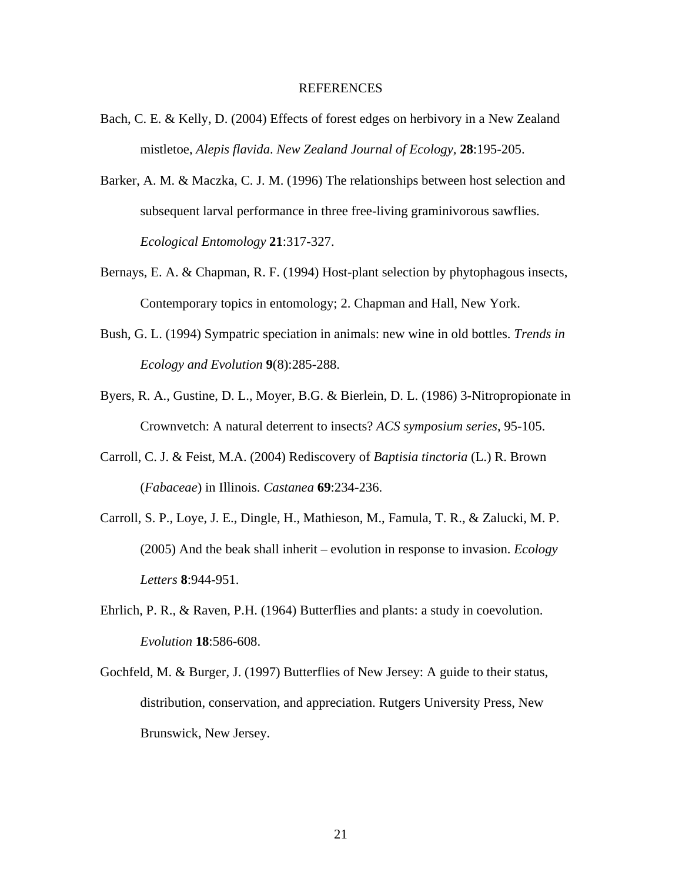# REFERENCES

Bach, C. E. & Kelly, D. (2004) Effects of forest edges on herbivory in a New Zealand mistletoe, *Alepis flavida*. *New Zealand Journal of Ecology*, **28**:195-205.

Barker, A. M. & Maczka, C. J. M. (1996) The relationships between host selection and subsequent larval performance in three free-living graminivorous sawflies. *Ecological Entomology* **21**:317-327.

Bernays, E. A. & Chapman, R. F. (1994) Host-plant selection by phytophagous insects, Contemporary topics in entomology; 2. Chapman and Hall, New York.

Bush, G. L. (1994) Sympatric speciation in animals: new wine in old bottles. *Trends in Ecology and Evolution* **9**(8):285-288.

Byers, R. A., Gustine, D. L., Moyer, B.G. & Bierlein, D. L. (1986) 3-Nitropropionate in Crownvetch: A natural deterrent to insects? *ACS symposium series*, 95-105.

Carroll, C. J. & Feist, M.A. (2004) Rediscovery of *Baptisia tinctoria* (L.) R. Brown (*Fabaceae*) in Illinois. *Castanea* **69**:234-236.

Carroll, S. P., Loye, J. E., Dingle, H., Mathieson, M., Famula, T. R., & Zalucki, M. P. (2005) And the beak shall inherit – evolution in response to invasion. *Ecology Letters* **8**:944-951.

Ehrlich, P. R., & Raven, P.H. (1964) Butterflies and plants: a study in coevolution. *Evolution* **18**:586-608.

Gochfeld, M. & Burger, J. (1997) Butterflies of New Jersey: A guide to their status, distribution, conservation, and appreciation. Rutgers University Press, New Brunswick, New Jersey.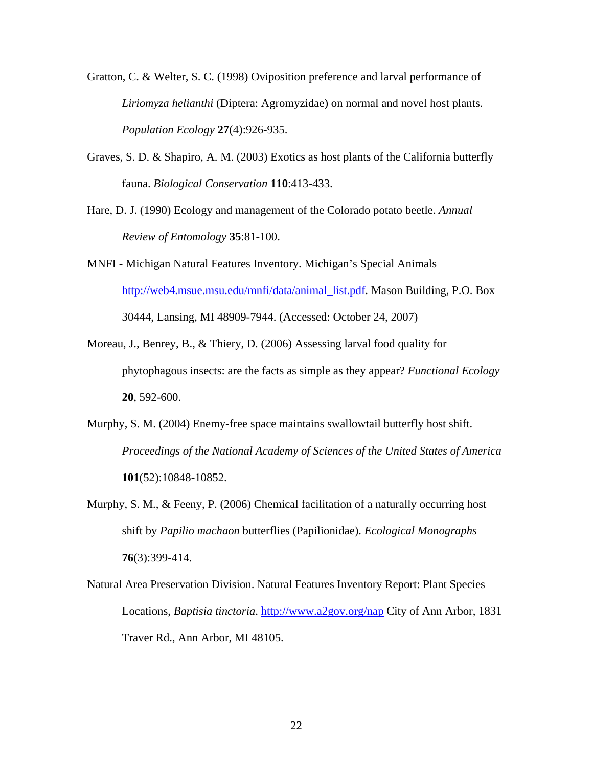Gratton, C. & Welter, S. C. (1998) Oviposition preference and larval performance of *Liriomyza helianthi* (Diptera: Agromyzidae) on normal and novel host plants. *Population Ecology* **27**(4):926-935.

Graves, S. D. & Shapiro, A. M. (2003) Exotics as host plants of the California butterfly fauna. *Biological Conservation* **110**:413-433.

Hare, D. J. (1990) Ecology and management of the Colorado potato beetle. *Annual Review of Entomology* **35**:81-100.

MNFI - Michigan Natural Features Inventory. Michigan's Special Animals http://web4.msue.msu.edu/mnfi/data/animal_list.pdf. Mason Building, P.O. Box 30444, Lansing, MI 48909-7944. (Accessed: October 24, 2007)

Moreau, J., Benrey, B., & Thiery, D. (2006) Assessing larval food quality for phytophagous insects: are the facts as simple as they appear? *Functional Ecology* **20**, 592-600.

Murphy, S. M. (2004) Enemy-free space maintains swallowtail butterfly host shift. *Proceedings of the National Academy of Sciences of the United States of America* **101**(52):10848-10852.

Murphy, S. M., & Feeny, P. (2006) Chemical facilitation of a naturally occurring host shift by *Papilio machaon* butterflies (Papilionidae). *Ecological Monographs* **76**(3):399-414.

Natural Area Preservation Division. Natural Features Inventory Report: Plant Species Locations, *Baptisia tinctoria*. http://www.a2gov.org/nap City of Ann Arbor, 1831 Traver Rd., Ann Arbor, MI 48105.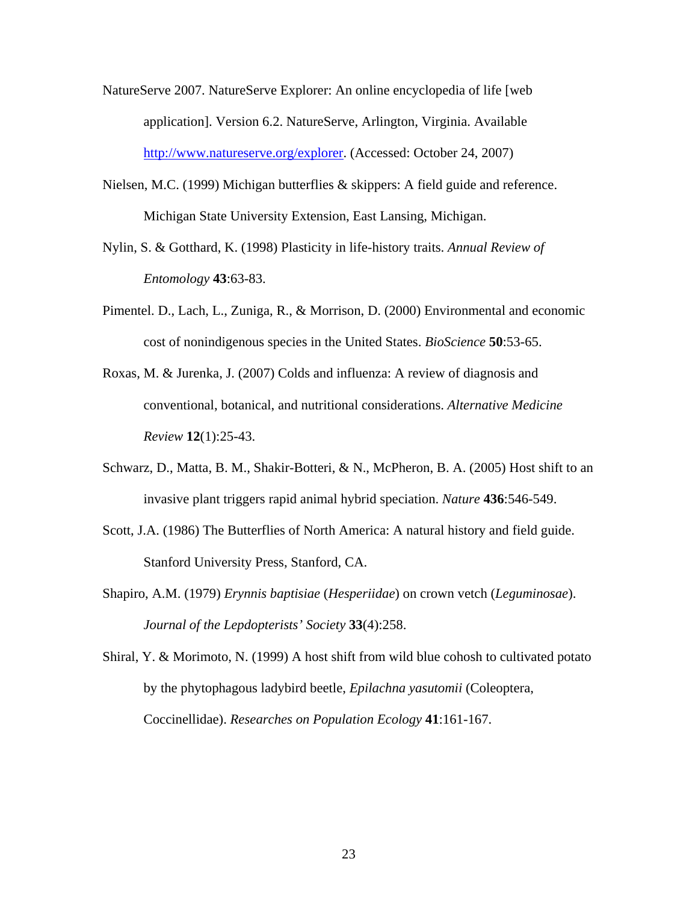NatureServe 2007. NatureServe Explorer: An online encyclopedia of life [web application]. Version 6.2. NatureServe, Arlington, Virginia. Available http://www.natureserve.org/explorer. (Accessed: October 24, 2007)

Nielsen, M.C. (1999) Michigan butterflies & skippers: A field guide and reference. Michigan State University Extension, East Lansing, Michigan.

Nylin, S. & Gotthard, K. (1998) Plasticity in life-history traits. *Annual Review of Entomology* **43**:63-83.

Pimentel. D., Lach, L., Zuniga, R., & Morrison, D. (2000) Environmental and economic cost of nonindigenous species in the United States. *BioScience* **50**:53-65.

Roxas, M. & Jurenka, J. (2007) Colds and influenza: A review of diagnosis and conventional, botanical, and nutritional considerations. *Alternative Medicine Review* **12**(1):25-43.

Schwarz, D., Matta, B. M., Shakir-Botteri, & N., McPheron, B. A. (2005) Host shift to an invasive plant triggers rapid animal hybrid speciation. *Nature* **436**:546-549.

Scott, J.A. (1986) The Butterflies of North America: A natural history and field guide. Stanford University Press, Stanford, CA.

Shapiro, A.M. (1979) *Erynnis baptisiae* (*Hesperiidae*) on crown vetch (*Leguminosae*). *Journal of the Lepdopterists' Society* **33**(4):258.

Shiral, Y. & Morimoto, N. (1999) A host shift from wild blue cohosh to cultivated potato by the phytophagous ladybird beetle, *Epilachna yasutomii* (Coleoptera, Coccinellidae). *Researches on Population Ecology* **41**:161-167.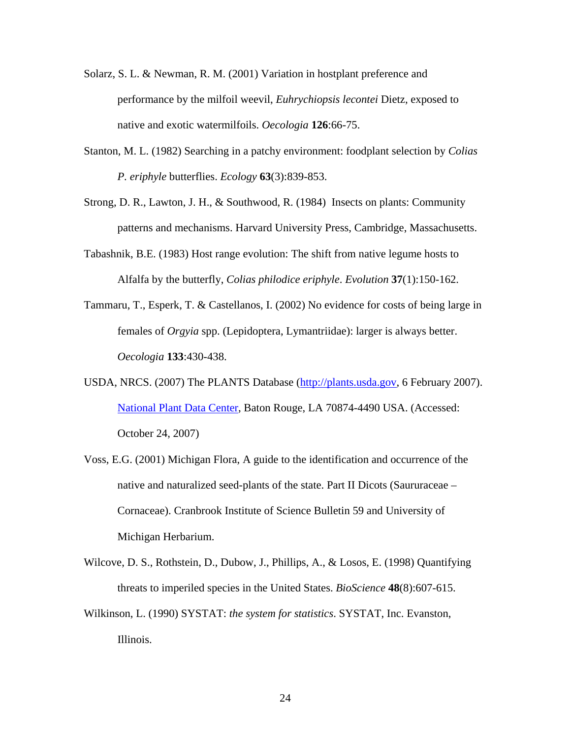Solarz, S. L. & Newman, R. M. (2001) Variation in hostplant preference and performance by the milfoil weevil, *Euhrychiopsis lecontei* Dietz, exposed to native and exotic watermilfoils. *Oecologia* **126**:66-75.

Stanton, M. L. (1982) Searching in a patchy environment: foodplant selection by *Colias P. eriphyle* butterflies. *Ecology* **63**(3):839-853.

Strong, D. R., Lawton, J. H., & Southwood, R. (1984) Insects on plants: Community patterns and mechanisms. Harvard University Press, Cambridge, Massachusetts.

Tabashnik, B.E. (1983) Host range evolution: The shift from native legume hosts to Alfalfa by the butterfly, *Colias philodice eriphyle*. *Evolution* **37**(1):150-162.

Tammaru, T., Esperk, T. & Castellanos, I. (2002) No evidence for costs of being large in females of *Orgyia* spp. (Lepidoptera, Lymantriidae): larger is always better. *Oecologia* **133**:430-438.

USDA, NRCS. (2007) The PLANTS Database (http://plants.usda.gov, 6 February 2007). National Plant Data Center, Baton Rouge, LA 70874-4490 USA. (Accessed: October 24, 2007)

Voss, E.G. (2001) Michigan Flora, A guide to the identification and occurrence of the native and naturalized seed-plants of the state. Part II Dicots (Saururaceae – Cornaceae). Cranbrook Institute of Science Bulletin 59 and University of Michigan Herbarium.

Wilcove, D. S., Rothstein, D., Dubow, J., Phillips, A., & Losos, E. (1998) Quantifying threats to imperiled species in the United States. *BioScience* **48**(8):607-615.

Wilkinson, L. (1990) SYSTAT: *the system for statistics*. SYSTAT, Inc. Evanston, Illinois.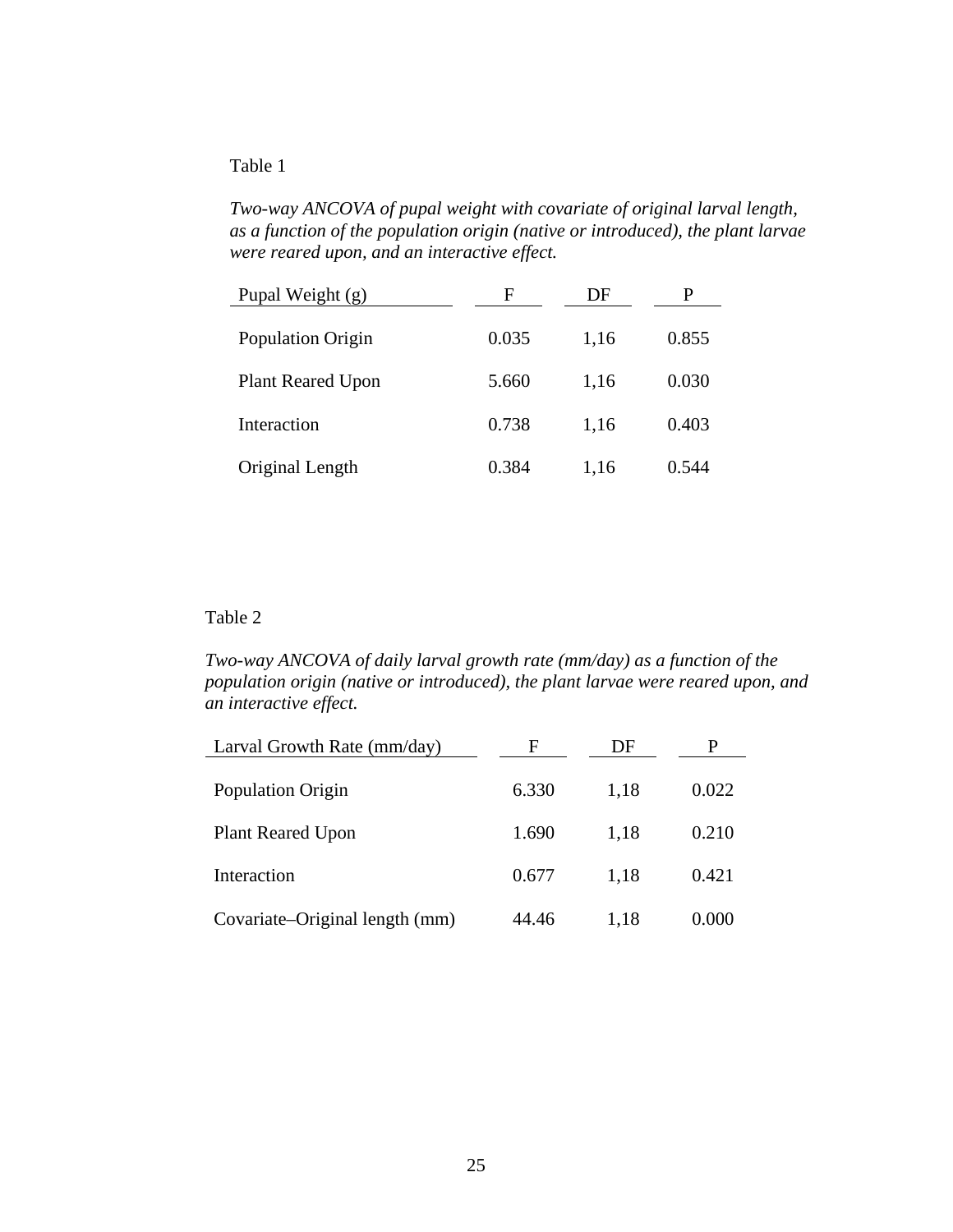Table 1

*Two-way ANCOVA of pupal weight with covariate of original larval length, as a function of the population origin (native or introduced), the plant larvae were reared upon, and an interactive effect.*

| Pupal Weight (g) | F | DF | P |
|---|---|---|---|
| Population Origin | 0.035 | 1,16 | 0.855 |
| Plant Reared Upon | 5.660 | 1,16 | 0.030 |
| Interaction | 0.738 | 1,16 | 0.403 |
| Original Length | 0.384 | 1,16 | 0.544 |

Table 2

*Two-way ANCOVA of daily larval growth rate (mm/day) as a function of the population origin (native or introduced), the plant larvae were reared upon, and an interactive effect.*

| Larval Growth Rate (mm/day) | F | DF | P |
|---|---|---|---|
| Population Origin | 6.330 | 1,18 | 0.022 |
| Plant Reared Upon | 1.690 | 1,18 | 0.210 |
| Interaction | 0.677 | 1,18 | 0.421 |
| Covariate–Original length (mm) | 44.46 | 1,18 | 0.000 |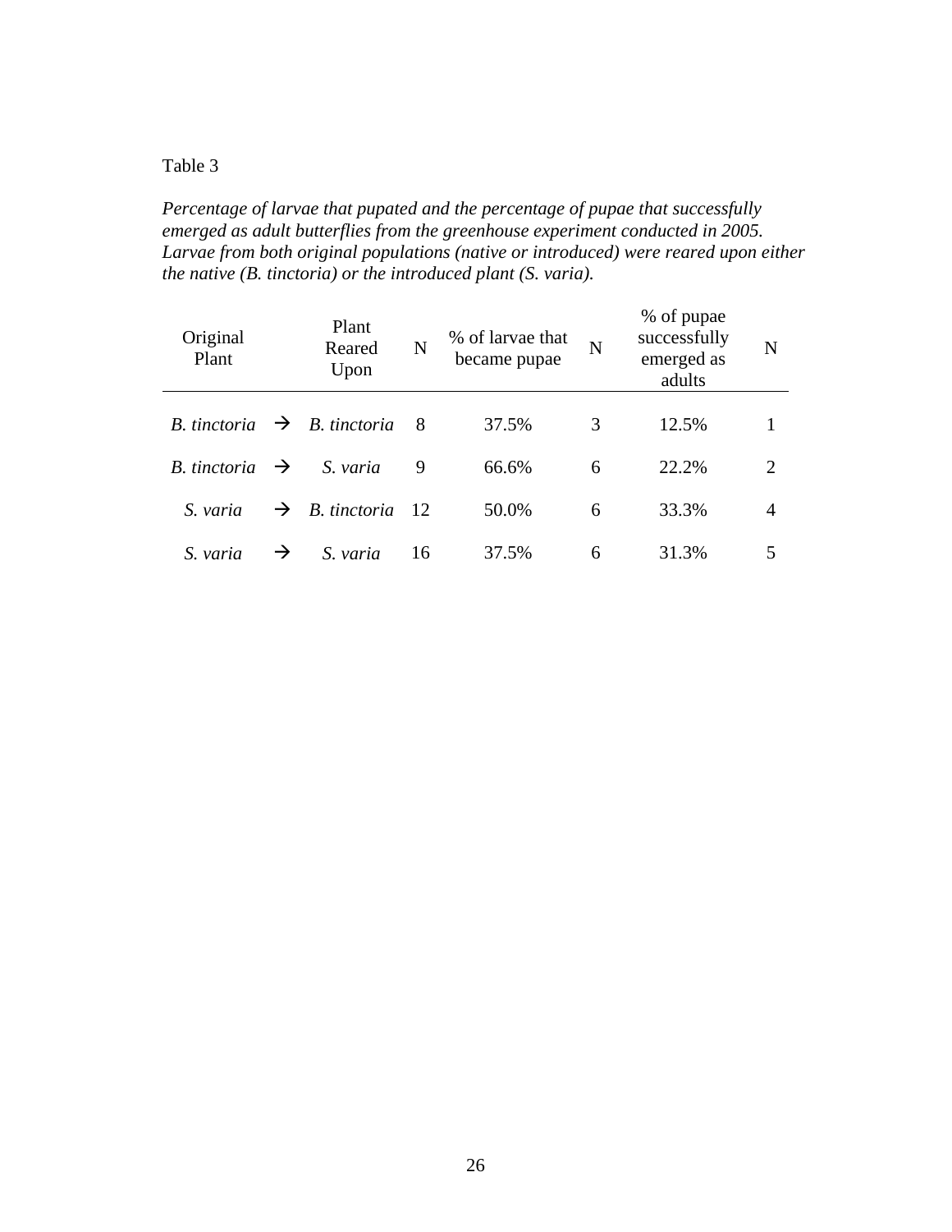Table 3

*Percentage of larvae that pupated and the percentage of pupae that successfully emerged as adult butterflies from the greenhouse experiment conducted in 2005. Larvae from both original populations (native or introduced) were reared upon either the native (B. tinctoria) or the introduced plant (S. varia).*

| Original Plant | | Plant Reared Upon | N | % of larvae that became pupae | N | % of pupae successfully emerged as adults | N |
|---|---|---|---|---|---|---|---|
| *B. tinctoria* | → | *B. tinctoria* | 8 | 37.5% | 3 | 12.5% | 1 |
| *B. tinctoria* | → | *S. varia* | 9 | 66.6% | 6 | 22.2% | 2 |
| *S. varia* | → | *B. tinctoria* | 12 | 50.0% | 6 | 33.3% | 4 |
| *S. varia* | → | *S. varia* | 16 | 37.5% | 6 | 31.3% | 5 |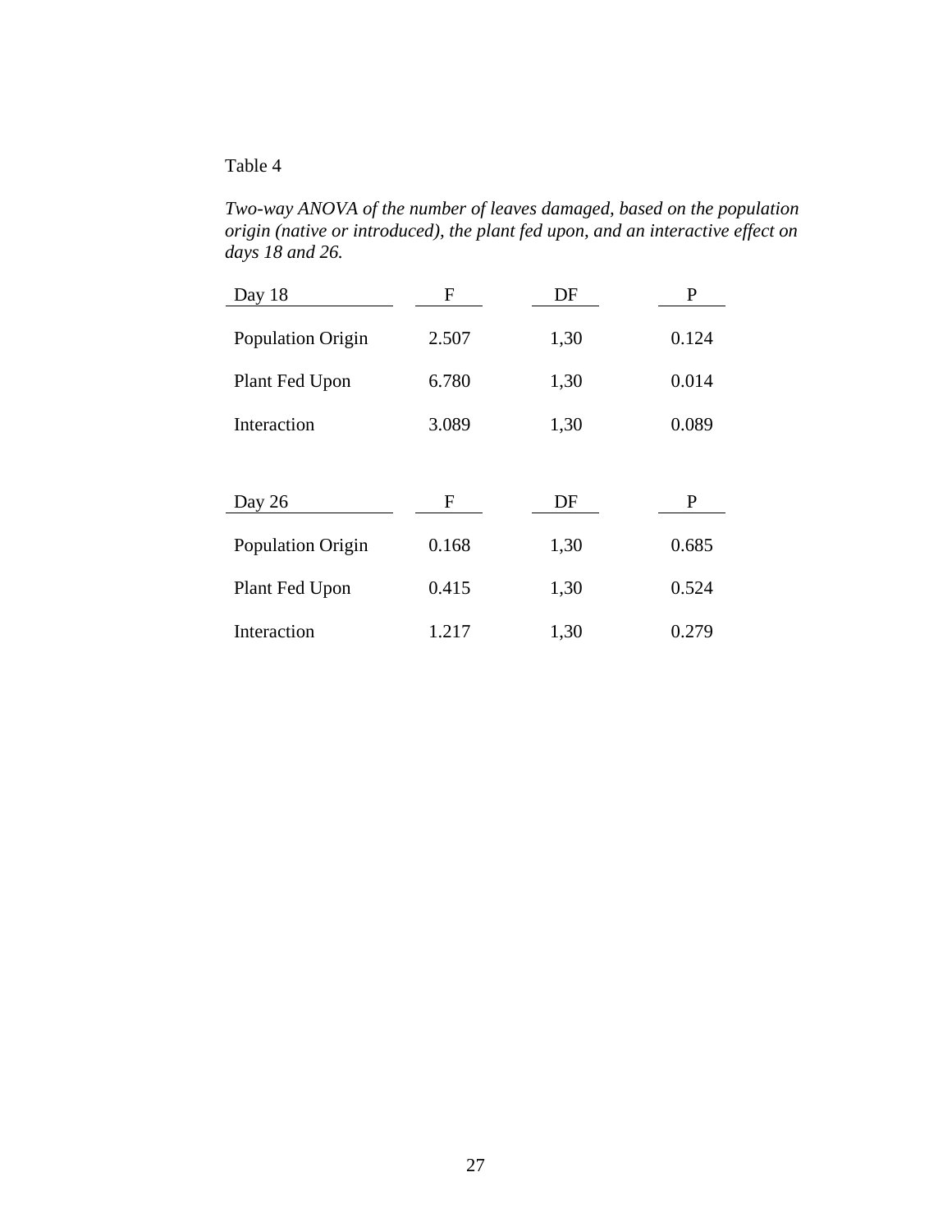Table 4

*Two-way ANOVA of the number of leaves damaged, based on the population origin (native or introduced), the plant fed upon, and an interactive effect on days 18 and 26.*

| Day 18 | F | DF | P |
|---|---|---|---|
| Population Origin | 2.507 | 1,30 | 0.124 |
| Plant Fed Upon | 6.780 | 1,30 | 0.014 |
| Interaction | 3.089 | 1,30 | 0.089 |

| Day 26 | F | DF | P |
|---|---|---|---|
| Population Origin | 0.168 | 1,30 | 0.685 |
| Plant Fed Upon | 0.415 | 1,30 | 0.524 |
| Interaction | 1.217 | 1,30 | 0.279 |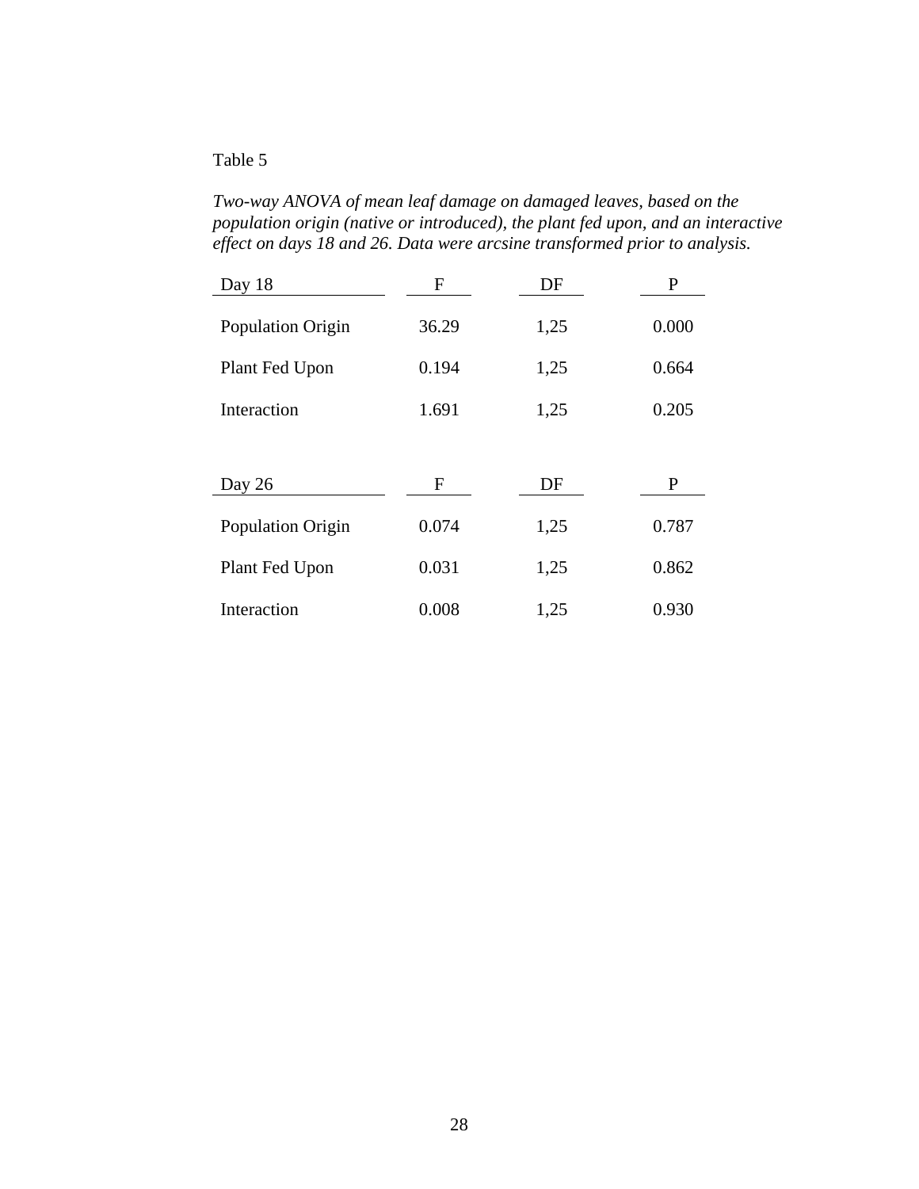Table 5

*Two-way ANOVA of mean leaf damage on damaged leaves, based on the population origin (native or introduced), the plant fed upon, and an interactive effect on days 18 and 26. Data were arcsine transformed prior to analysis.*

| Day 18 | F | DF | P |
|---|---|---|---|
| Population Origin | 36.29 | 1,25 | 0.000 |
| Plant Fed Upon | 0.194 | 1,25 | 0.664 |
| Interaction | 1.691 | 1,25 | 0.205 |

| Day 26 | F | DF | P |
|---|---|---|---|
| Population Origin | 0.074 | 1,25 | 0.787 |
| Plant Fed Upon | 0.031 | 1,25 | 0.862 |
| Interaction | 0.008 | 1,25 | 0.930 |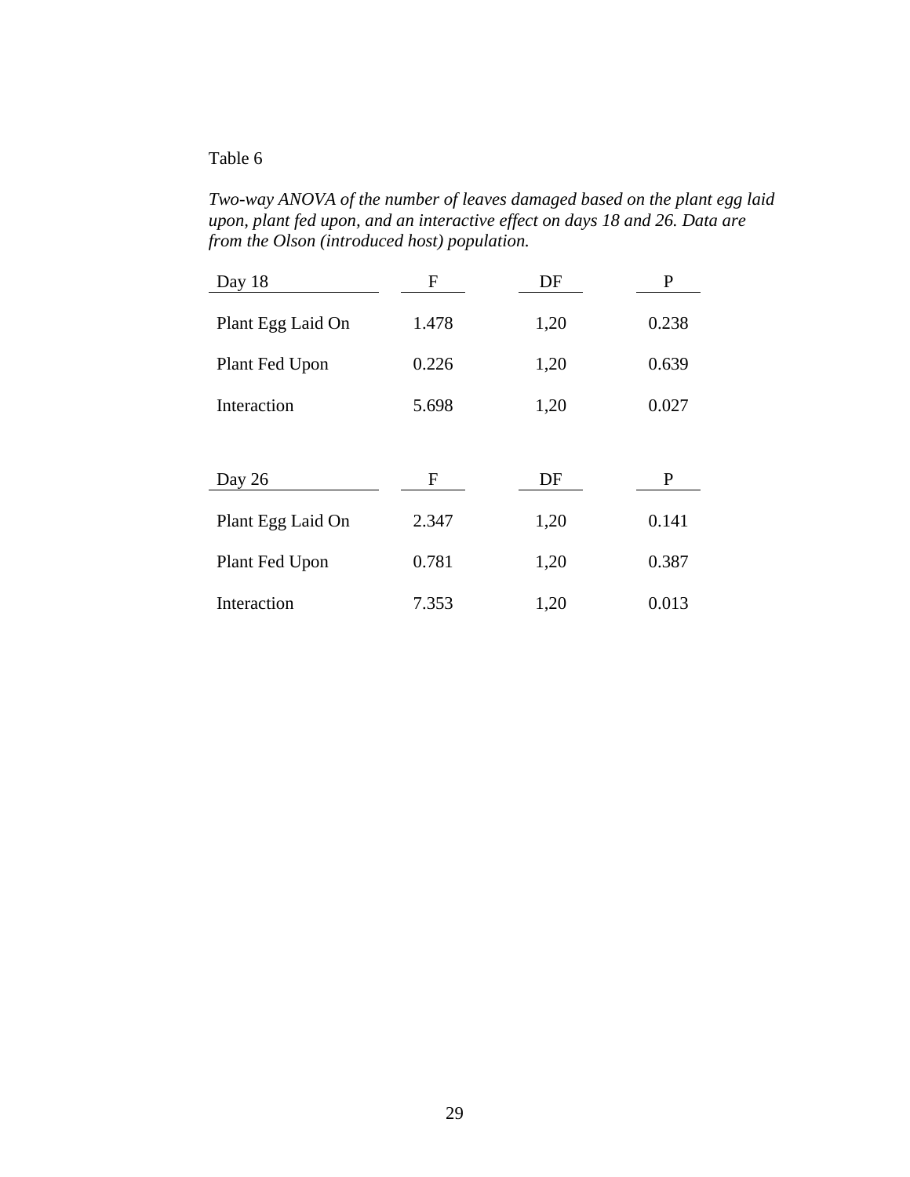Table 6

*Two-way ANOVA of the number of leaves damaged based on the plant egg laid upon, plant fed upon, and an interactive effect on days 18 and 26. Data are from the Olson (introduced host) population.*

| Day 18 | F | DF | P |
|---|---|---|---|
| Plant Egg Laid On | 1.478 | 1,20 | 0.238 |
| Plant Fed Upon | 0.226 | 1,20 | 0.639 |
| Interaction | 5.698 | 1,20 | 0.027 |

| Day 26 | F | DF | P |
|---|---|---|---|
| Plant Egg Laid On | 2.347 | 1,20 | 0.141 |
| Plant Fed Upon | 0.781 | 1,20 | 0.387 |
| Interaction | 7.353 | 1,20 | 0.013 |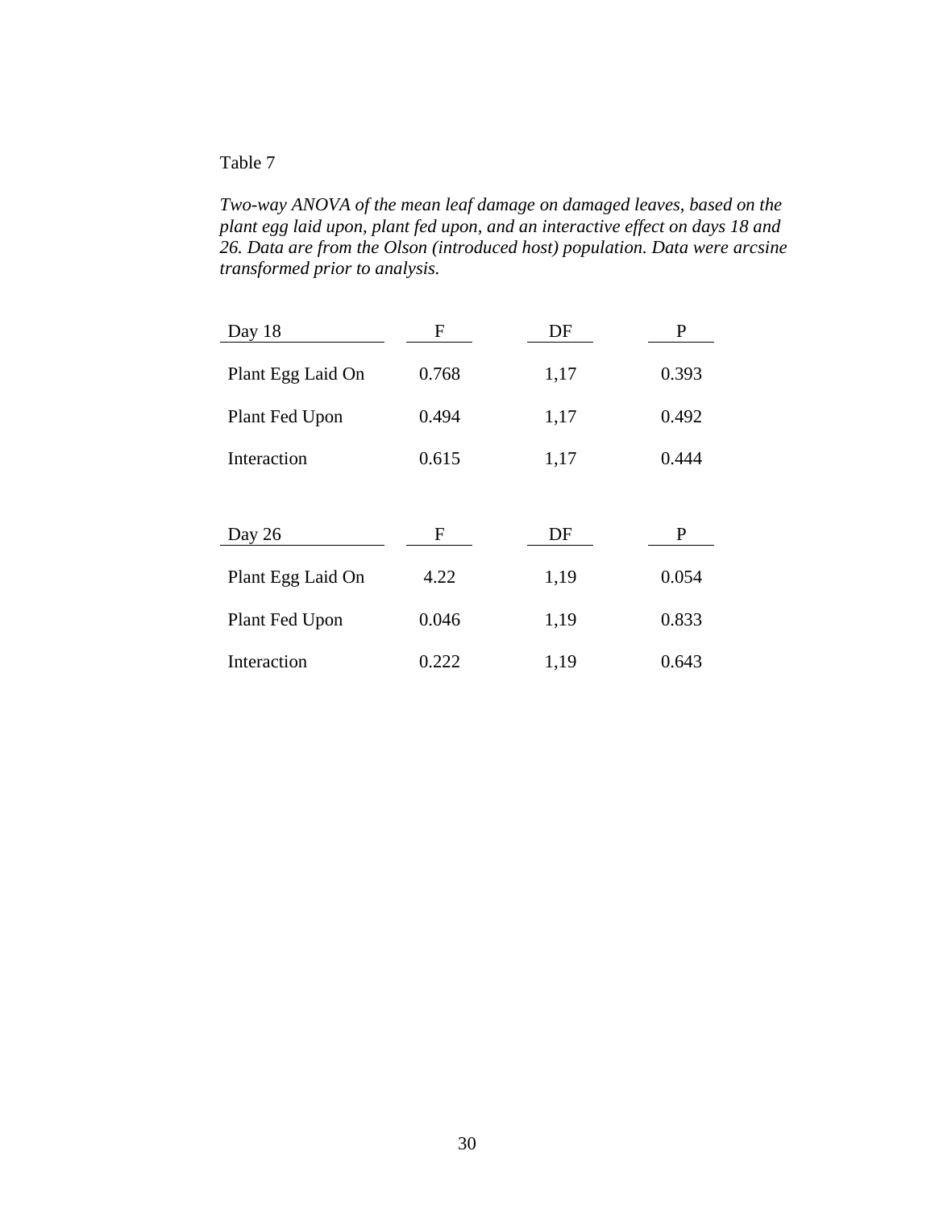Table 7

*Two-way ANOVA of the mean leaf damage on damaged leaves, based on the plant egg laid upon, plant fed upon, and an interactive effect on days 18 and 26. Data are from the Olson (introduced host) population. Data were arcsine transformed prior to analysis.*

| Day 18 | F | DF | P |
|---|---|---|---|
| Plant Egg Laid On | 0.768 | 1,17 | 0.393 |
| Plant Fed Upon | 0.494 | 1,17 | 0.492 |
| Interaction | 0.615 | 1,17 | 0.444 |

| Day 26 | F | DF | P |
|---|---|---|---|
| Plant Egg Laid On | 4.22 | 1,19 | 0.054 |
| Plant Fed Upon | 0.046 | 1,19 | 0.833 |
| Interaction | 0.222 | 1,19 | 0.643 |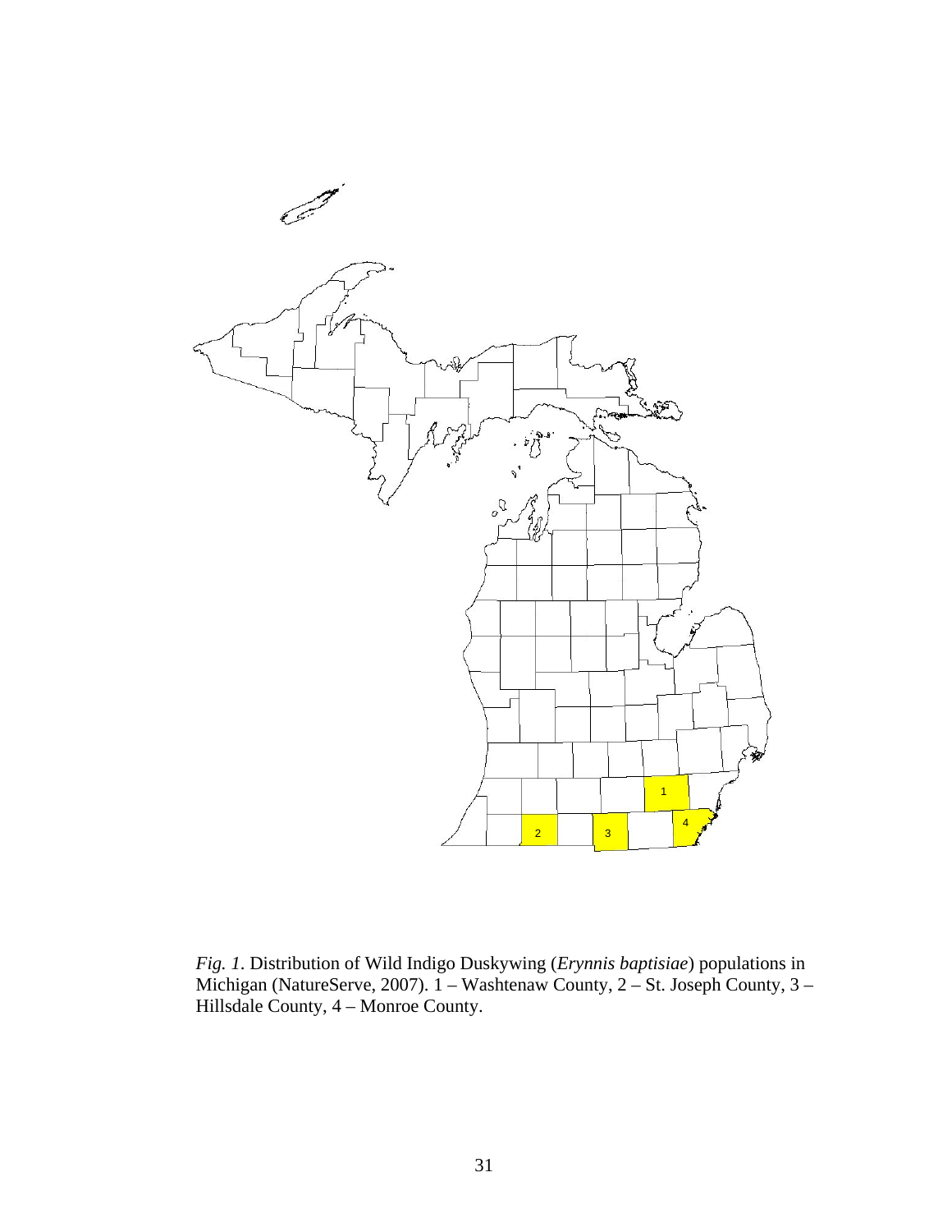*Fig. 1*. Distribution of Wild Indigo Duskywing (*Erynnis baptisiae*) populations in Michigan (NatureServe, 2007). 1 – Washtenaw County, 2 – St. Joseph County, 3 – Hillsdale County, 4 – Monroe County.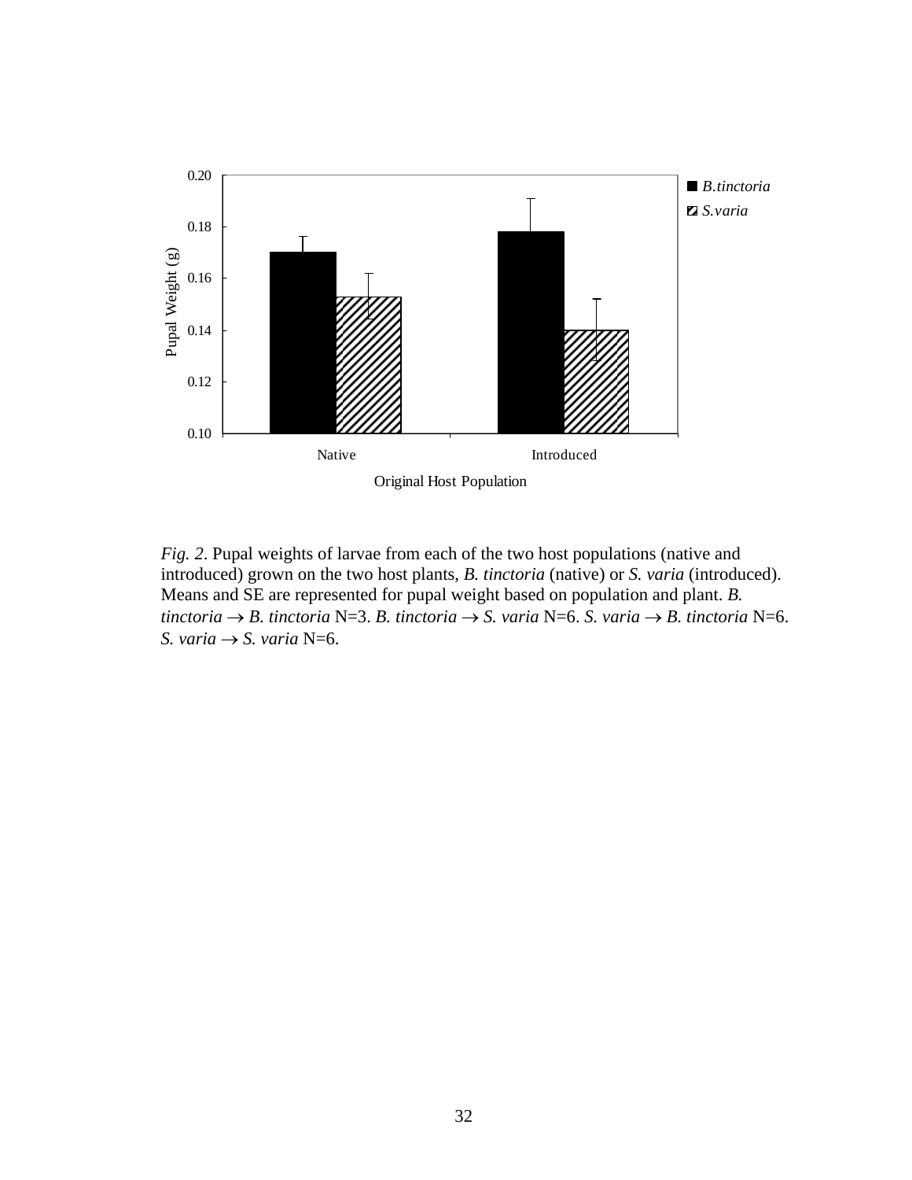*Fig. 2*. Pupal weights of larvae from each of the two host populations (native and introduced) grown on the two host plants, *B. tinctoria* (native) or *S. varia* (introduced). Means and SE are represented for pupal weight based on population and plant. *B. tinctoria* → *B. tinctoria* N=3. *B. tinctoria* → *S. varia* N=6. *S. varia* → *B. tinctoria* N=6. *S. varia* → *S. varia* N=6.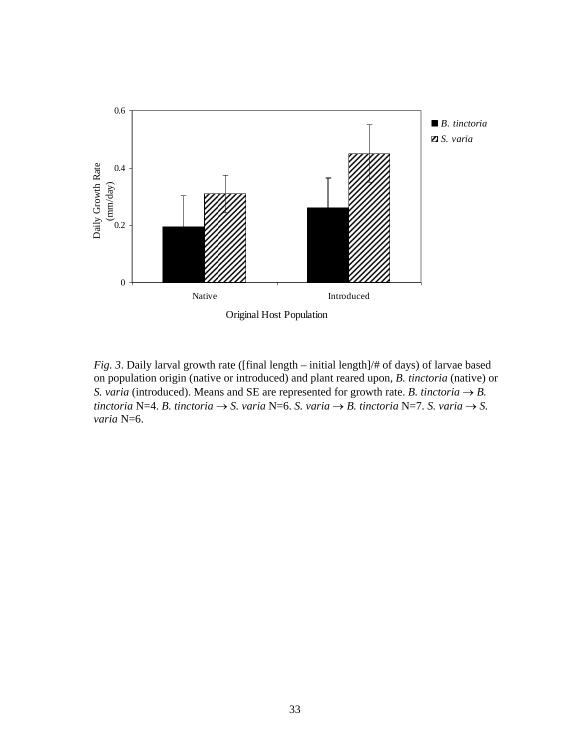*Fig. 3*. Daily larval growth rate ([final length – initial length]/# of days) of larvae based on population origin (native or introduced) and plant reared upon, *B. tinctoria* (native) or *S. varia* (introduced). Means and SE are represented for growth rate. *B. tinctoria* → *B. tinctoria* N=4. *B. tinctoria* → *S. varia* N=6. *S. varia* → *B. tinctoria* N=7. *S. varia* → *S. varia* N=6.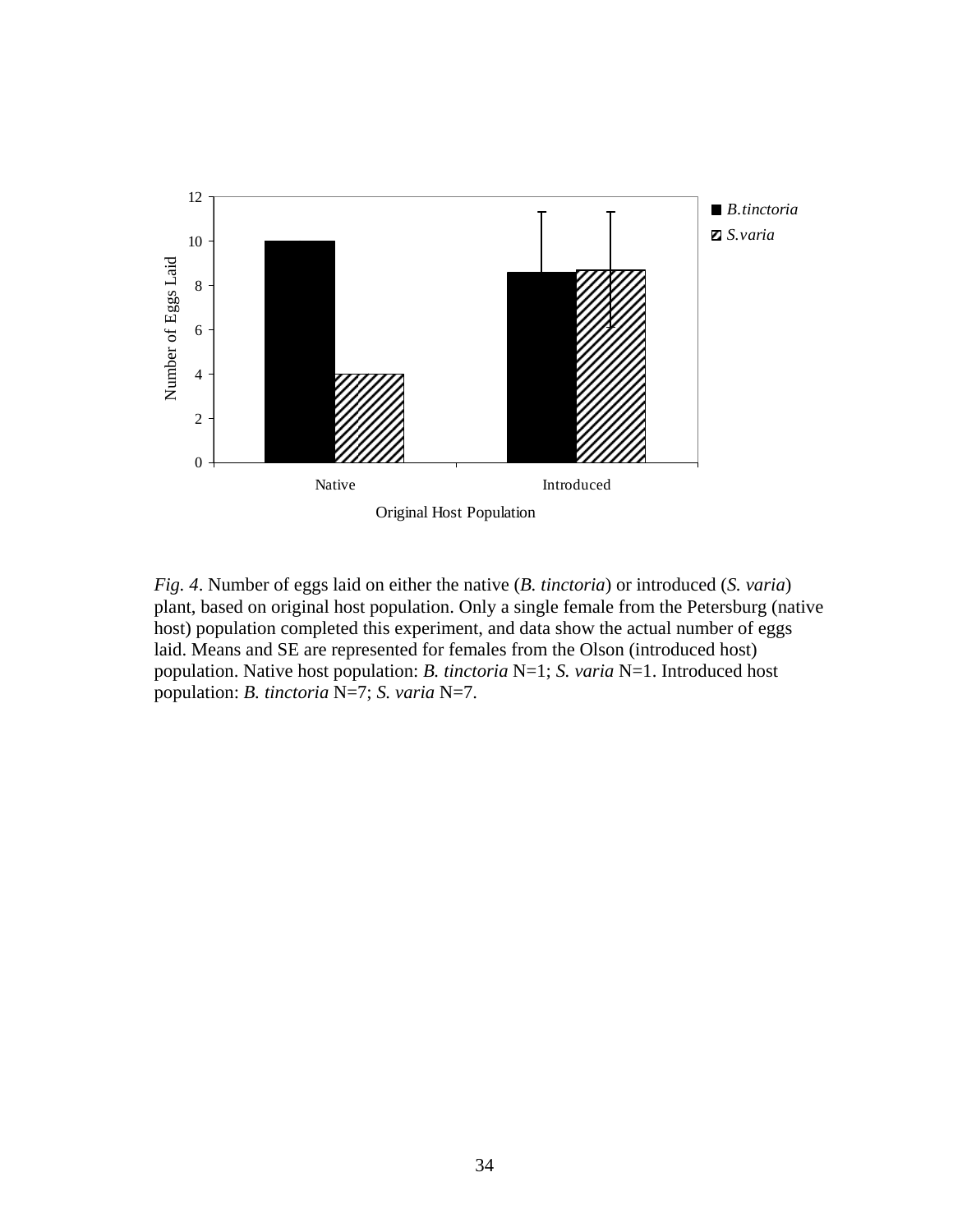*Fig. 4*. Number of eggs laid on either the native (*B. tinctoria*) or introduced (*S. varia*) plant, based on original host population. Only a single female from the Petersburg (native host) population completed this experiment, and data show the actual number of eggs laid. Means and SE are represented for females from the Olson (introduced host) population. Native host population: *B. tinctoria* N=1; *S. varia* N=1. Introduced host population: *B. tinctoria* N=7; *S. varia* N=7.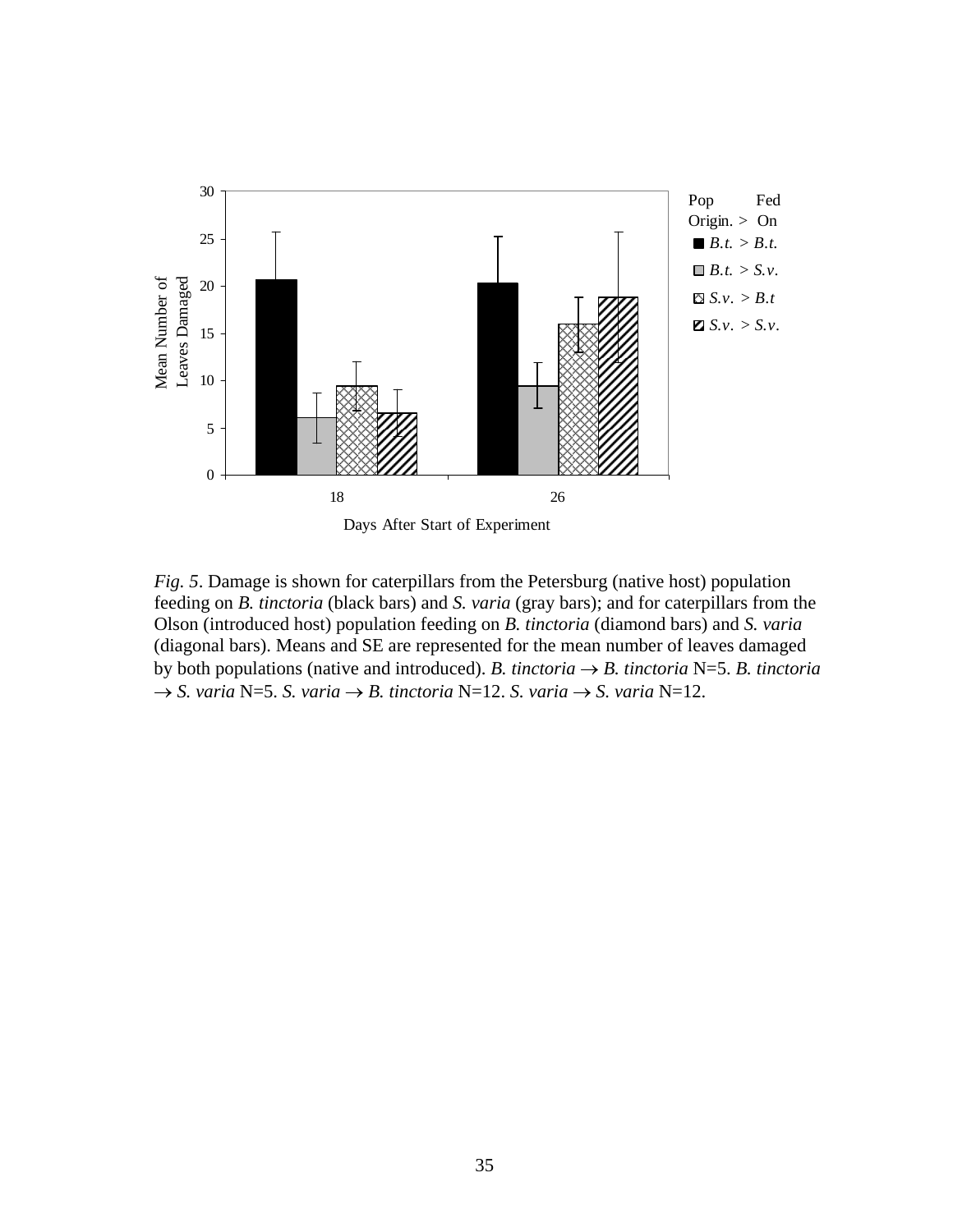*Fig. 5*. Damage is shown for caterpillars from the Petersburg (native host) population feeding on *B. tinctoria* (black bars) and *S. varia* (gray bars); and for caterpillars from the Olson (introduced host) population feeding on *B. tinctoria* (diamond bars) and *S. varia* (diagonal bars). Means and SE are represented for the mean number of leaves damaged by both populations (native and introduced). *B. tinctoria* → *B. tinctoria* N=5. *B. tinctoria* → *S. varia* N=5. *S. varia* → *B. tinctoria* N=12. *S. varia* → *S. varia* N=12.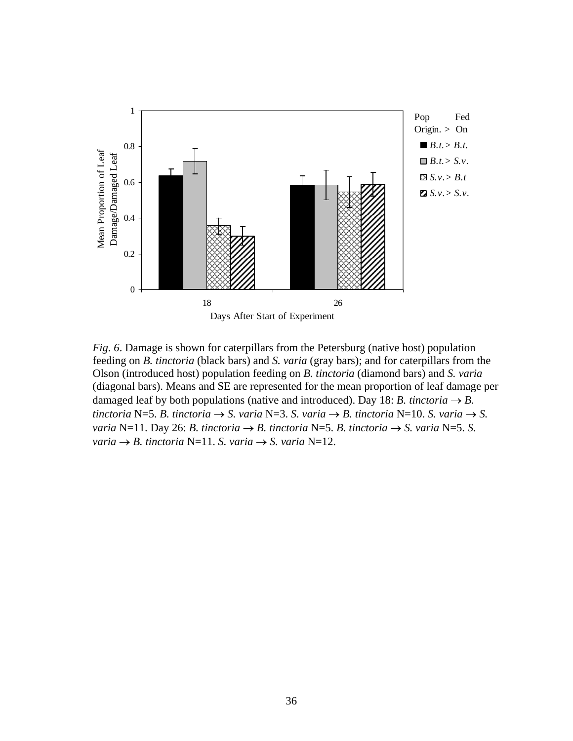*Fig. 6*. Damage is shown for caterpillars from the Petersburg (native host) population feeding on *B. tinctoria* (black bars) and *S. varia* (gray bars); and for caterpillars from the Olson (introduced host) population feeding on *B. tinctoria* (diamond bars) and *S. varia* (diagonal bars). Means and SE are represented for the mean proportion of leaf damage per damaged leaf by both populations (native and introduced). Day 18: *B. tinctoria* → *B. tinctoria* N=5. *B. tinctoria* → *S. varia* N=3. *S. varia* → *B. tinctoria* N=10. *S. varia* → *S. varia* N=11. Day 26: *B. tinctoria* → *B. tinctoria* N=5. *B. tinctoria* → *S. varia* N=5. *S. varia* → *B. tinctoria* N=11. *S. varia* → *S. varia* N=12.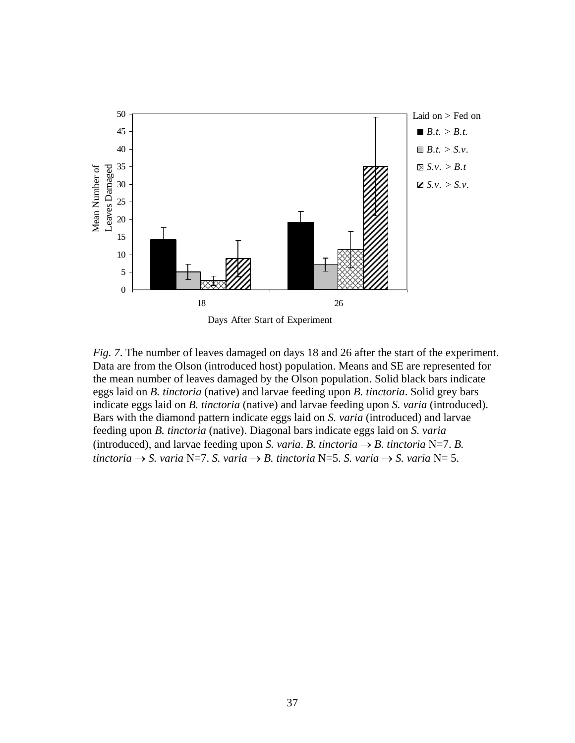*Fig. 7*. The number of leaves damaged on days 18 and 26 after the start of the experiment. Data are from the Olson (introduced host) population. Means and SE are represented for the mean number of leaves damaged by the Olson population. Solid black bars indicate eggs laid on *B. tinctoria* (native) and larvae feeding upon *B. tinctoria*. Solid grey bars indicate eggs laid on *B. tinctoria* (native) and larvae feeding upon *S. varia* (introduced). Bars with the diamond pattern indicate eggs laid on *S. varia* (introduced) and larvae feeding upon *B. tinctoria* (native). Diagonal bars indicate eggs laid on *S. varia* (introduced), and larvae feeding upon *S. varia*. *B. tinctoria* → *B. tinctoria* N=7. *B. tinctoria* → *S. varia* N=7. *S. varia* → *B. tinctoria* N=5. *S. varia* → *S. varia* N= 5.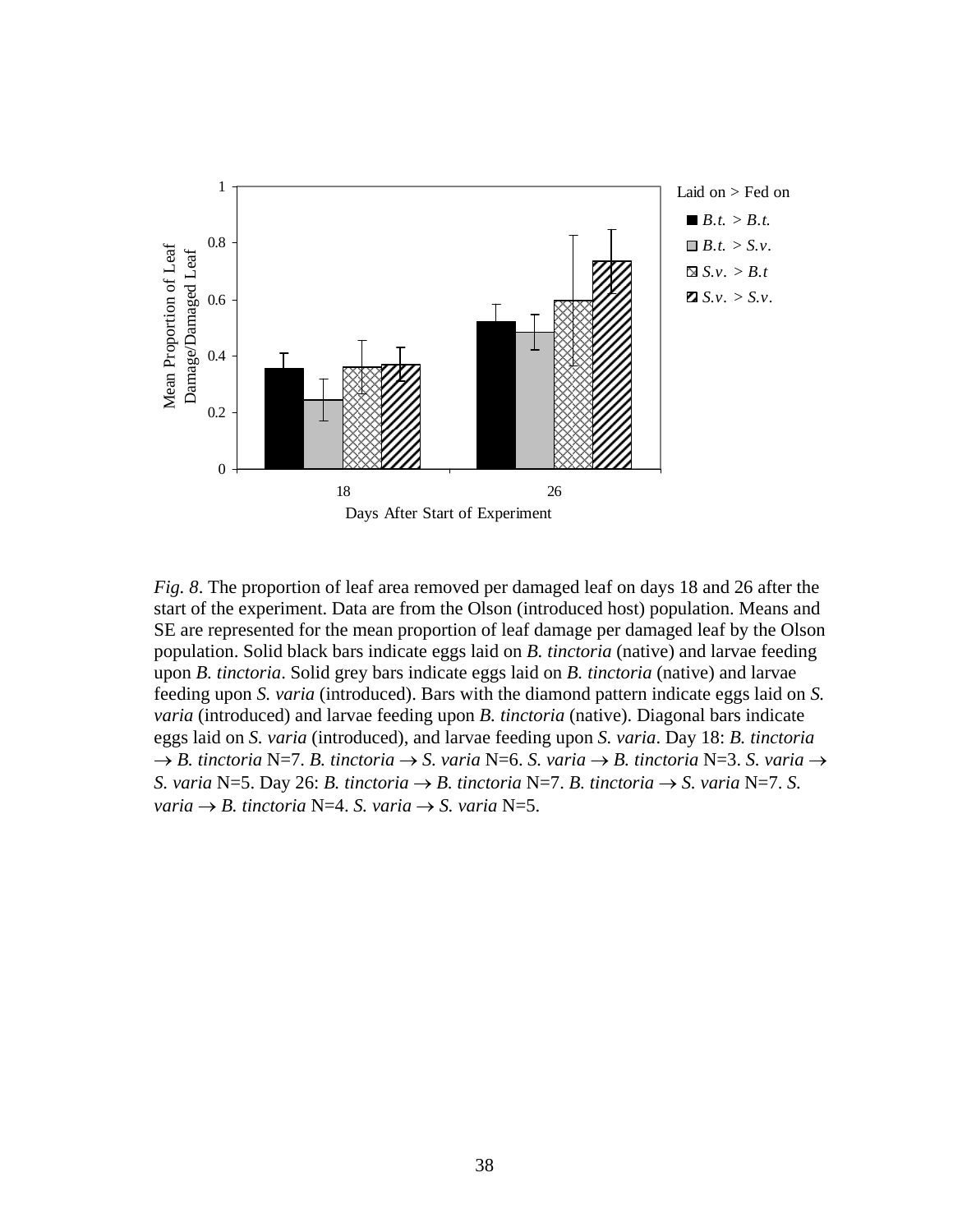*Fig. 8*. The proportion of leaf area removed per damaged leaf on days 18 and 26 after the start of the experiment. Data are from the Olson (introduced host) population. Means and SE are represented for the mean proportion of leaf damage per damaged leaf by the Olson population. Solid black bars indicate eggs laid on *B. tinctoria* (native) and larvae feeding upon *B. tinctoria*. Solid grey bars indicate eggs laid on *B. tinctoria* (native) and larvae feeding upon *S. varia* (introduced). Bars with the diamond pattern indicate eggs laid on *S. varia* (introduced) and larvae feeding upon *B. tinctoria* (native). Diagonal bars indicate eggs laid on *S. varia* (introduced), and larvae feeding upon *S. varia*. Day 18: *B. tinctoria* → *B. tinctoria* N=7. *B. tinctoria* → *S. varia* N=6. *S. varia* → *B. tinctoria* N=3. *S. varia* → *S. varia* N=5. Day 26: *B. tinctoria* → *B. tinctoria* N=7. *B. tinctoria* → *S. varia* N=7. *S. varia* → *B. tinctoria* N=4. *S. varia* → *S. varia* N=5.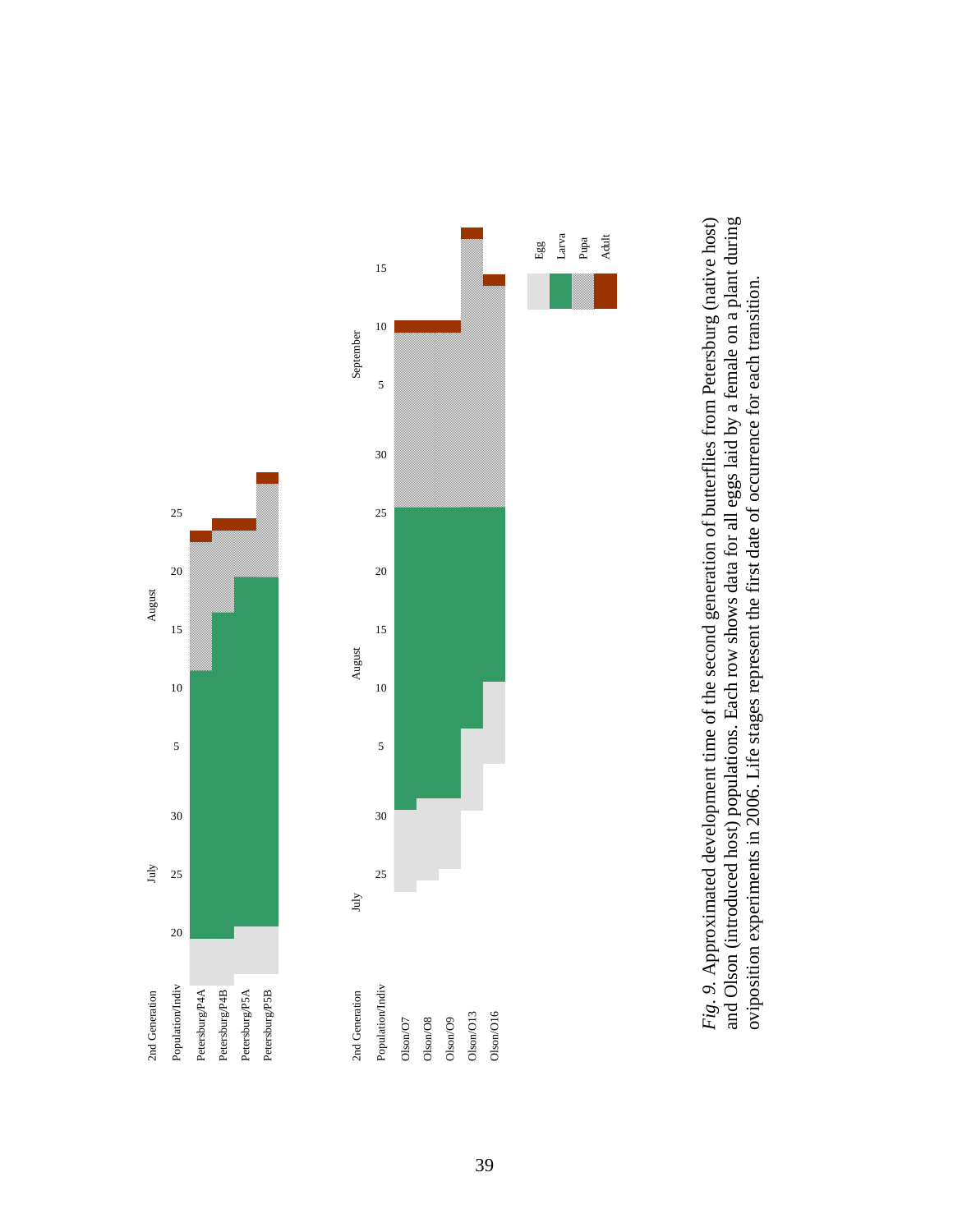2nd Generation

Population/Indiv

Petersburg/P4A

Petersburg/P4B

Petersburg/P5A

Petersburg/P5B

July

August

20

25

30

5

10

15

20

25

2nd Generation

Population/Indiv

Olson/O7

Olson/O8

Olson/O9

Olson/O13

Olson/O16

July

August

September

25

30

5

10

15

20

25

30

5

10

15

Egg

Larva

Pupa

Adult

*Fig. 9.* Approximated development time of the second generation of butterflies from Petersburg (native host) and Olson (introduced host) populations. Each row shows data for all eggs laid by a female on a plant during oviposition experiments in 2006. Life stages represent the first date of occurrence for each transition.